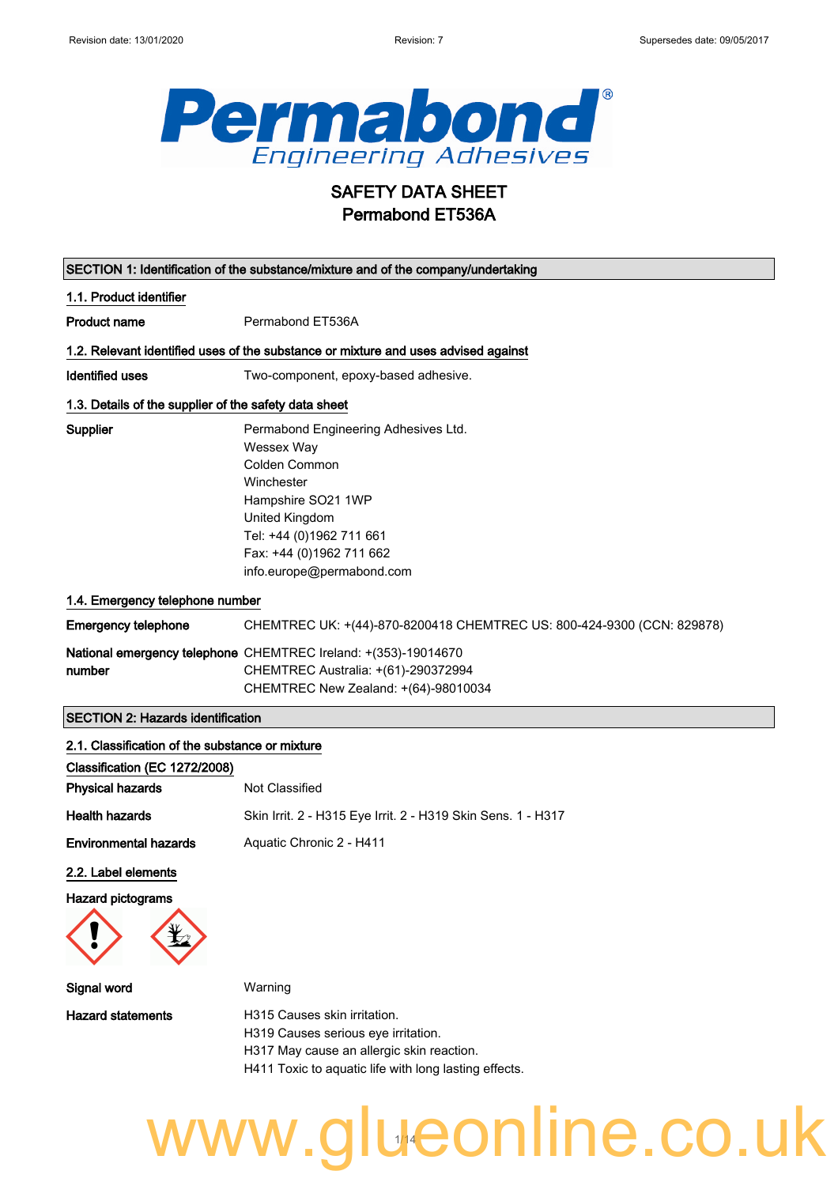# SAFETY DATA SHEET
## Permabond ET536A

## SECTION 1: Identification of the substance/mixture and of the company/undertaking

### 1.1. Product identifier

**Product name** Permabond ET536A

### 1.2. Relevant identified uses of the substance or mixture and uses advised against

**Identified uses** Two-component, epoxy-based adhesive.

### 1.3. Details of the supplier of the safety data sheet

**Supplier**
Permabond Engineering Adhesives Ltd.
Wessex Way
Colden Common
Winchester
Hampshire SO21 1WP
United Kingdom
Tel: +44 (0)1962 711 661
Fax: +44 (0)1962 711 662
info.europe@permabond.com

### 1.4. Emergency telephone number

**Emergency telephone** CHEMTREC UK: +(44)-870-8200418 CHEMTREC US: 800-424-9300 (CCN: 829878)

**National emergency telephone number**
CHEMTREC Ireland: +(353)-19014670
CHEMTREC Australia: +(61)-290372994
CHEMTREC New Zealand: +(64)-98010034

## SECTION 2: Hazards identification

### 2.1. Classification of the substance or mixture

**Classification (EC 1272/2008)**

**Physical hazards** Not Classified

**Health hazards** Skin Irrit. 2 - H315 Eye Irrit. 2 - H319 Skin Sens. 1 - H317

**Environmental hazards** Aquatic Chronic 2 - H411

### 2.2. Label elements

**Hazard pictograms**

**Signal word** Warning

**Hazard statements**
H315 Causes skin irritation.
H319 Causes serious eye irritation.
H317 May cause an allergic skin reaction.
H411 Toxic to aquatic life with long lasting effects.

www.glueonline.co.uk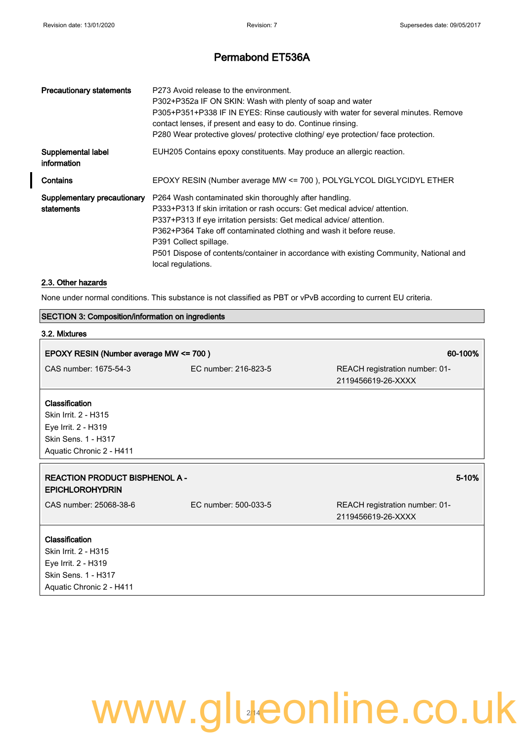# Permabond ET536A

| | |
|---|---|
| **Precautionary statements** | P273 Avoid release to the environment.<br>P302+P352a IF ON SKIN: Wash with plenty of soap and water<br>P305+P351+P338 IF IN EYES: Rinse cautiously with water for several minutes. Remove contact lenses, if present and easy to do. Continue rinsing.<br>P280 Wear protective gloves/ protective clothing/ eye protection/ face protection. |
| **Supplemental label information** | EUH205 Contains epoxy constituents. May produce an allergic reaction. |
| **Contains** | EPOXY RESIN (Number average MW <= 700 ), POLYGLYCOL DIGLYCIDYL ETHER |
| **Supplementary precautionary statements** | P264 Wash contaminated skin thoroughly after handling.<br>P333+P313 If skin irritation or rash occurs: Get medical advice/ attention.<br>P337+P313 If eye irritation persists: Get medical advice/ attention.<br>P362+P364 Take off contaminated clothing and wash it before reuse.<br>P391 Collect spillage.<br>P501 Dispose of contents/container in accordance with existing Community, National and local regulations. |

### 2.3. Other hazards

None under normal conditions. This substance is not classified as PBT or vPvB according to current EU criteria.

## SECTION 3: Composition/information on ingredients

### 3.2. Mixtures

| **EPOXY RESIN (Number average MW <= 700 )** | | **60-100%** |
|---|---|---|
| CAS number: 1675-54-3 | EC number: 216-823-5 | REACH registration number: 01-2119456619-26-XXXX |

**Classification**
Skin Irrit. 2 - H315
Eye Irrit. 2 - H319
Skin Sens. 1 - H317
Aquatic Chronic 2 - H411

| **REACTION PRODUCT BISPHENOL A - EPICHLOROHYDRIN** | | **5-10%** |
|---|---|---|
| CAS number: 25068-38-6 | EC number: 500-033-5 | REACH registration number: 01-2119456619-26-XXXX |

**Classification**
Skin Irrit. 2 - H315
Eye Irrit. 2 - H319
Skin Sens. 1 - H317
Aquatic Chronic 2 - H411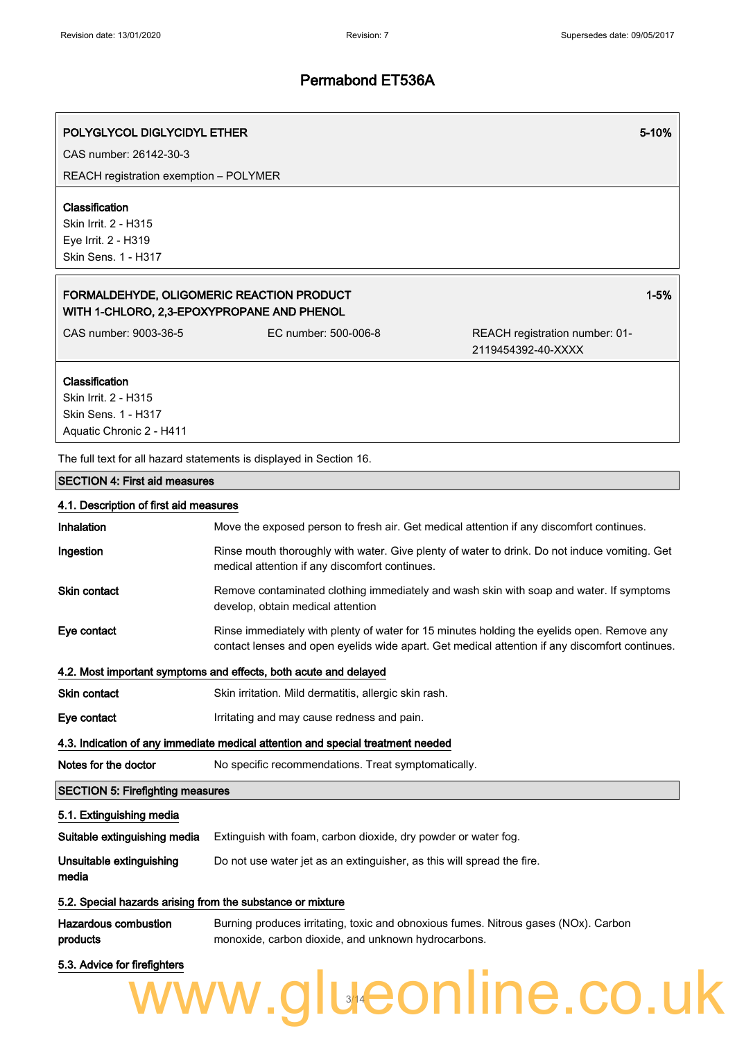# Permabond ET536A

**POLYGLYCOL DIGLYCIDYL ETHER** — **5-10%**

CAS number: 26142-30-3

REACH registration exemption – POLYMER

**Classification**

Skin Irrit. 2 - H315
Eye Irrit. 2 - H319
Skin Sens. 1 - H317

**FORMALDEHYDE, OLIGOMERIC REACTION PRODUCT WITH 1-CHLORO, 2,3-EPOXYPROPANE AND PHENOL** — **1-5%**

| CAS number: 9003-36-5 | EC number: 500-006-8 | REACH registration number: 01-2119454392-40-XXXX |
|---|---|---|

**Classification**

Skin Irrit. 2 - H315
Skin Sens. 1 - H317
Aquatic Chronic 2 - H411

The full text for all hazard statements is displayed in Section 16.

## SECTION 4: First aid measures

### 4.1. Description of first aid measures

**Inhalation** Move the exposed person to fresh air. Get medical attention if any discomfort continues.

**Ingestion** Rinse mouth thoroughly with water. Give plenty of water to drink. Do not induce vomiting. Get medical attention if any discomfort continues.

**Skin contact** Remove contaminated clothing immediately and wash skin with soap and water. If symptoms develop, obtain medical attention

**Eye contact** Rinse immediately with plenty of water for 15 minutes holding the eyelids open. Remove any contact lenses and open eyelids wide apart. Get medical attention if any discomfort continues.

### 4.2. Most important symptoms and effects, both acute and delayed

**Skin contact** Skin irritation. Mild dermatitis, allergic skin rash.

**Eye contact** Irritating and may cause redness and pain.

### 4.3. Indication of any immediate medical attention and special treatment needed

**Notes for the doctor** No specific recommendations. Treat symptomatically.

## SECTION 5: Firefighting measures

### 5.1. Extinguishing media

**Suitable extinguishing media** Extinguish with foam, carbon dioxide, dry powder or water fog.

**Unsuitable extinguishing media** Do not use water jet as an extinguisher, as this will spread the fire.

### 5.2. Special hazards arising from the substance or mixture

**Hazardous combustion products** Burning produces irritating, toxic and obnoxious fumes. Nitrous gases (NOx). Carbon monoxide, carbon dioxide, and unknown hydrocarbons.

### 5.3. Advice for firefighters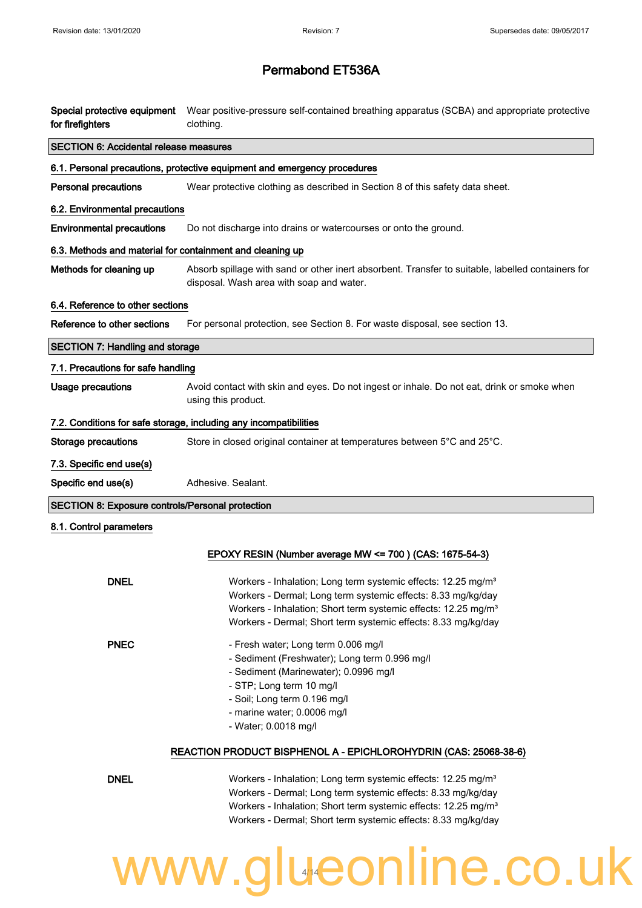# Permabond ET536A

**Special protective equipment for firefighters** Wear positive-pressure self-contained breathing apparatus (SCBA) and appropriate protective clothing.

## SECTION 6: Accidental release measures

### 6.1. Personal precautions, protective equipment and emergency procedures

**Personal precautions** Wear protective clothing as described in Section 8 of this safety data sheet.

### 6.2. Environmental precautions

**Environmental precautions** Do not discharge into drains or watercourses or onto the ground.

### 6.3. Methods and material for containment and cleaning up

**Methods for cleaning up** Absorb spillage with sand or other inert absorbent. Transfer to suitable, labelled containers for disposal. Wash area with soap and water.

### 6.4. Reference to other sections

**Reference to other sections** For personal protection, see Section 8. For waste disposal, see section 13.

## SECTION 7: Handling and storage

### 7.1. Precautions for safe handling

**Usage precautions** Avoid contact with skin and eyes. Do not ingest or inhale. Do not eat, drink or smoke when using this product.

### 7.2. Conditions for safe storage, including any incompatibilities

**Storage precautions** Store in closed original container at temperatures between 5°C and 25°C.

### 7.3. Specific end use(s)

**Specific end use(s)** Adhesive. Sealant.

## SECTION 8: Exposure controls/Personal protection

### 8.1. Control parameters

**EPOXY RESIN (Number average MW <= 700 ) (CAS: 1675-54-3)**

**DNEL**

Workers - Inhalation; Long term systemic effects: 12.25 mg/m³
Workers - Dermal; Long term systemic effects: 8.33 mg/kg/day
Workers - Inhalation; Short term systemic effects: 12.25 mg/m³
Workers - Dermal; Short term systemic effects: 8.33 mg/kg/day

**PNEC**

- Fresh water; Long term 0.006 mg/l
- Sediment (Freshwater); Long term 0.996 mg/l
- Sediment (Marinewater); 0.0996 mg/l
- STP; Long term 10 mg/l
- Soil; Long term 0.196 mg/l
- marine water; 0.0006 mg/l
- Water; 0.0018 mg/l

**REACTION PRODUCT BISPHENOL A - EPICHLOROHYDRIN (CAS: 25068-38-6)**

**DNEL**

Workers - Inhalation; Long term systemic effects: 12.25 mg/m³
Workers - Dermal; Long term systemic effects: 8.33 mg/kg/day
Workers - Inhalation; Short term systemic effects: 12.25 mg/m³
Workers - Dermal; Short term systemic effects: 8.33 mg/kg/day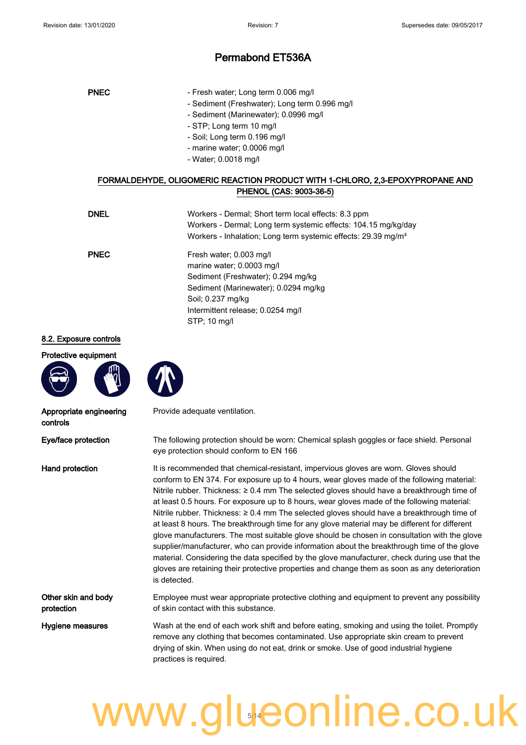# Permabond ET536A

**PNEC**

- Fresh water; Long term 0.006 mg/l
- Sediment (Freshwater); Long term 0.996 mg/l
- Sediment (Marinewater); 0.0996 mg/l
- STP; Long term 10 mg/l
- Soil; Long term 0.196 mg/l
- marine water; 0.0006 mg/l
- Water; 0.0018 mg/l

**FORMALDEHYDE, OLIGOMERIC REACTION PRODUCT WITH 1-CHLORO, 2,3-EPOXYPROPANE AND PHENOL (CAS: 9003-36-5)**

**DNEL**

Workers - Dermal; Short term local effects: 8.3 ppm
Workers - Dermal; Long term systemic effects: 104.15 mg/kg/day
Workers - Inhalation; Long term systemic effects: 29.39 mg/m³

**PNEC**

Fresh water; 0.003 mg/l
marine water; 0.0003 mg/l
Sediment (Freshwater); 0.294 mg/kg
Sediment (Marinewater); 0.0294 mg/kg
Soil; 0.237 mg/kg
Intermittent release; 0.0254 mg/l
STP; 10 mg/l

## 8.2. Exposure controls

**Protective equipment**

**Appropriate engineering controls**

Provide adequate ventilation.

**Eye/face protection**

The following protection should be worn: Chemical splash goggles or face shield. Personal eye protection should conform to EN 166

**Hand protection**

It is recommended that chemical-resistant, impervious gloves are worn. Gloves should conform to EN 374. For exposure up to 4 hours, wear gloves made of the following material: Nitrile rubber. Thickness: ≥ 0.4 mm The selected gloves should have a breakthrough time of at least 0.5 hours. For exposure up to 8 hours, wear gloves made of the following material: Nitrile rubber. Thickness: ≥ 0.4 mm The selected gloves should have a breakthrough time of at least 8 hours. The breakthrough time for any glove material may be different for different glove manufacturers. The most suitable glove should be chosen in consultation with the glove supplier/manufacturer, who can provide information about the breakthrough time of the glove material. Considering the data specified by the glove manufacturer, check during use that the gloves are retaining their protective properties and change them as soon as any deterioration is detected.

**Other skin and body protection**

Employee must wear appropriate protective clothing and equipment to prevent any possibility of skin contact with this substance.

**Hygiene measures**

Wash at the end of each work shift and before eating, smoking and using the toilet. Promptly remove any clothing that becomes contaminated. Use appropriate skin cream to prevent drying of skin. When using do not eat, drink or smoke. Use of good industrial hygiene practices is required.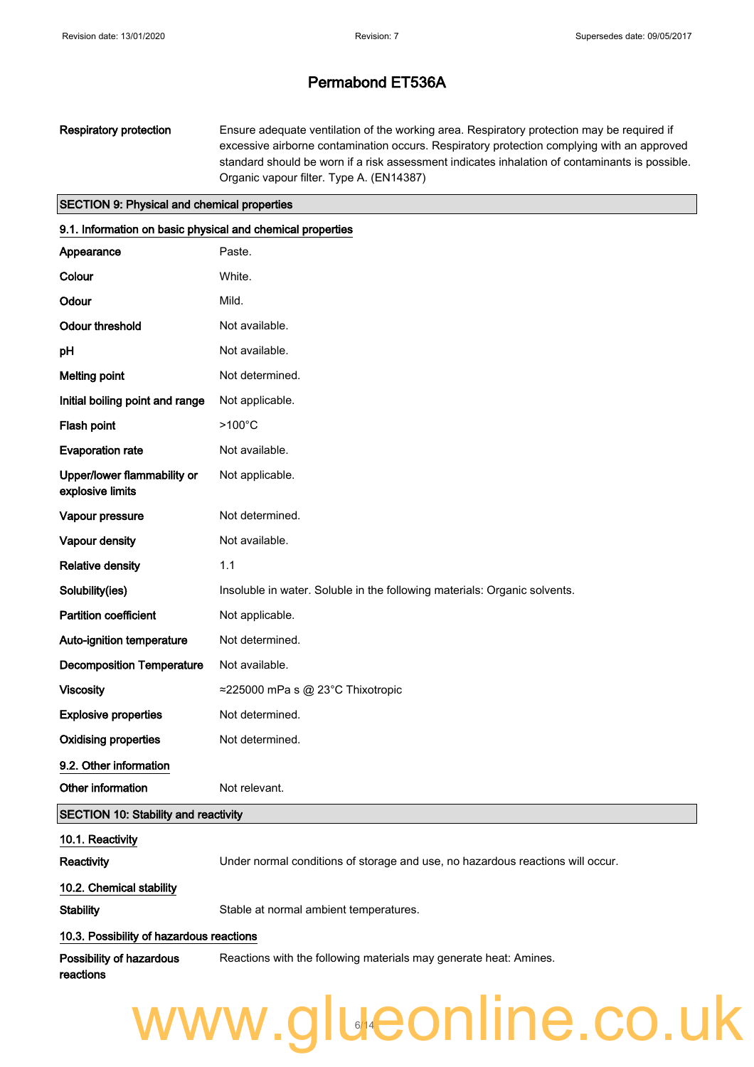| | |
|---|---|
| **Respiratory protection** | Ensure adequate ventilation of the working area. Respiratory protection may be required if excessive airborne contamination occurs. Respiratory protection complying with an approved standard should be worn if a risk assessment indicates inhalation of contaminants is possible. Organic vapour filter. Type A. (EN14387) |

## SECTION 9: Physical and chemical properties

### 9.1. Information on basic physical and chemical properties

| | |
|---|---|
| **Appearance** | Paste. |
| **Colour** | White. |
| **Odour** | Mild. |
| **Odour threshold** | Not available. |
| **pH** | Not available. |
| **Melting point** | Not determined. |
| **Initial boiling point and range** | Not applicable. |
| **Flash point** | >100°C |
| **Evaporation rate** | Not available. |
| **Upper/lower flammability or explosive limits** | Not applicable. |
| **Vapour pressure** | Not determined. |
| **Vapour density** | Not available. |
| **Relative density** | 1.1 |
| **Solubility(ies)** | Insoluble in water. Soluble in the following materials: Organic solvents. |
| **Partition coefficient** | Not applicable. |
| **Auto-ignition temperature** | Not determined. |
| **Decomposition Temperature** | Not available. |
| **Viscosity** | ≈225000 mPa s @ 23°C Thixotropic |
| **Explosive properties** | Not determined. |
| **Oxidising properties** | Not determined. |

### 9.2. Other information

| | |
|---|---|
| **Other information** | Not relevant. |

## SECTION 10: Stability and reactivity

### 10.1. Reactivity

| | |
|---|---|
| **Reactivity** | Under normal conditions of storage and use, no hazardous reactions will occur. |

### 10.2. Chemical stability

| | |
|---|---|
| **Stability** | Stable at normal ambient temperatures. |

### 10.3. Possibility of hazardous reactions

| | |
|---|---|
| **Possibility of hazardous reactions** | Reactions with the following materials may generate heat: Amines. |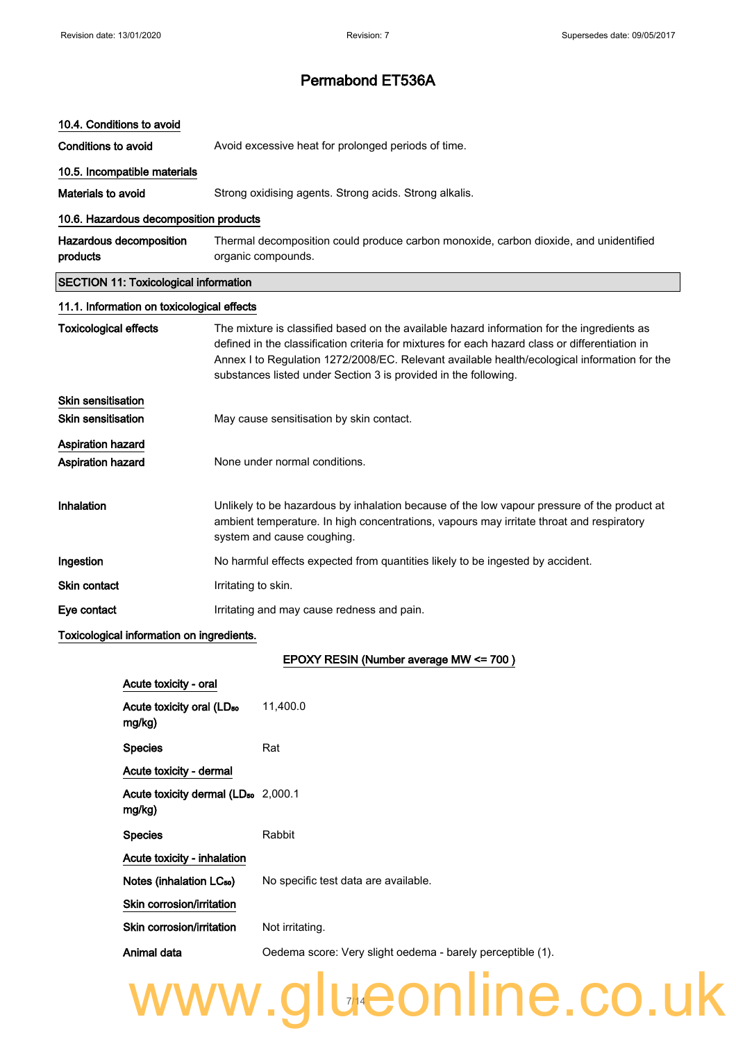# Permabond ET536A

### 10.4. Conditions to avoid

**Conditions to avoid** Avoid excessive heat for prolonged periods of time.

### 10.5. Incompatible materials

**Materials to avoid** Strong oxidising agents. Strong acids. Strong alkalis.

### 10.6. Hazardous decomposition products

**Hazardous decomposition products** Thermal decomposition could produce carbon monoxide, carbon dioxide, and unidentified organic compounds.

## SECTION 11: Toxicological information

### 11.1. Information on toxicological effects

**Toxicological effects** The mixture is classified based on the available hazard information for the ingredients as defined in the classification criteria for mixtures for each hazard class or differentiation in Annex I to Regulation 1272/2008/EC. Relevant available health/ecological information for the substances listed under Section 3 is provided in the following.

**Skin sensitisation**

**Skin sensitisation** May cause sensitisation by skin contact.

**Aspiration hazard**

**Aspiration hazard** None under normal conditions.

**Inhalation** Unlikely to be hazardous by inhalation because of the low vapour pressure of the product at ambient temperature. In high concentrations, vapours may irritate throat and respiratory system and cause coughing.

**Ingestion** No harmful effects expected from quantities likely to be ingested by accident.

**Skin contact** Irritating to skin.

**Eye contact** Irritating and may cause redness and pain.

**Toxicological information on ingredients.**

**EPOXY RESIN (Number average MW <= 700 )**

**Acute toxicity - oral**

**Acute toxicity oral ($LD_{50}$ mg/kg)** 11,400.0

**Species** Rat

**Acute toxicity - dermal**

**Acute toxicity dermal ($LD_{50}$ mg/kg)** 2,000.1

**Species** Rabbit

**Acute toxicity - inhalation**

**Notes (inhalation $LC_{50}$)** No specific test data are available.

**Skin corrosion/irritation**

**Skin corrosion/irritation** Not irritating.

**Animal data** Oedema score: Very slight oedema - barely perceptible (1).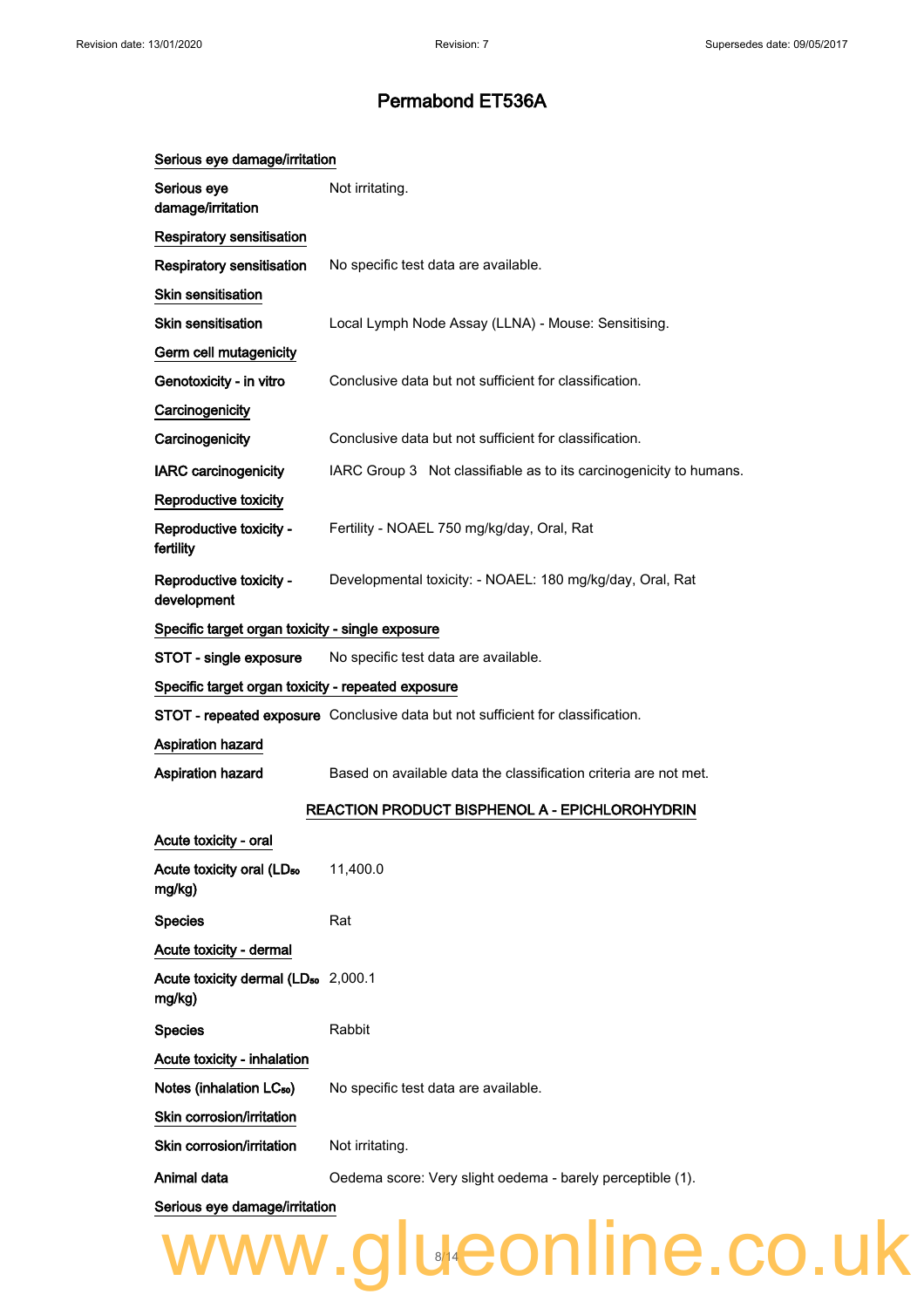# Permabond ET536A

Serious eye damage/irritation

**Serious eye damage/irritation** Not irritating.

Respiratory sensitisation

**Respiratory sensitisation** No specific test data are available.

Skin sensitisation

**Skin sensitisation** Local Lymph Node Assay (LLNA) - Mouse: Sensitising.

Germ cell mutagenicity

**Genotoxicity - in vitro** Conclusive data but not sufficient for classification.

Carcinogenicity

**Carcinogenicity** Conclusive data but not sufficient for classification.

**IARC carcinogenicity** IARC Group 3 Not classifiable as to its carcinogenicity to humans.

Reproductive toxicity

**Reproductive toxicity - fertility** Fertility - NOAEL 750 mg/kg/day, Oral, Rat

**Reproductive toxicity - development** Developmental toxicity: - NOAEL: 180 mg/kg/day, Oral, Rat

Specific target organ toxicity - single exposure

**STOT - single exposure** No specific test data are available.

Specific target organ toxicity - repeated exposure

**STOT - repeated exposure** Conclusive data but not sufficient for classification.

Aspiration hazard

**Aspiration hazard** Based on available data the classification criteria are not met.

## REACTION PRODUCT BISPHENOL A - EPICHLOROHYDRIN

Acute toxicity - oral

**Acute toxicity oral ($LD_{50}$ mg/kg)** 11,400.0

**Species** Rat

Acute toxicity - dermal

**Acute toxicity dermal ($LD_{50}$ mg/kg)** 2,000.1

**Species** Rabbit

Acute toxicity - inhalation

**Notes (inhalation $LC_{50}$)** No specific test data are available.

Skin corrosion/irritation

**Skin corrosion/irritation** Not irritating.

**Animal data** Oedema score: Very slight oedema - barely perceptible (1).

Serious eye damage/irritation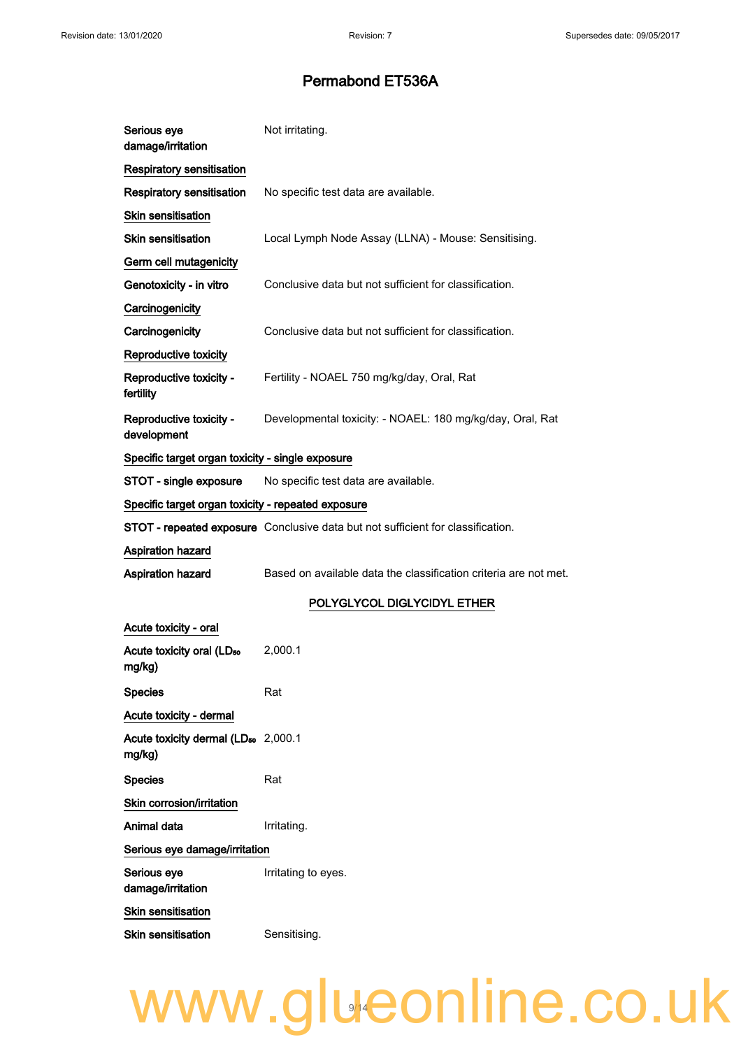# Permabond ET536A

**Serious eye damage/irritation** Not irritating.

<u>Respiratory sensitisation</u>

**Respiratory sensitisation** No specific test data are available.

<u>Skin sensitisation</u>

**Skin sensitisation** Local Lymph Node Assay (LLNA) - Mouse: Sensitising.

<u>Germ cell mutagenicity</u>

**Genotoxicity - in vitro** Conclusive data but not sufficient for classification.

<u>Carcinogenicity</u>

**Carcinogenicity** Conclusive data but not sufficient for classification.

<u>Reproductive toxicity</u>

**Reproductive toxicity - fertility** Fertility - NOAEL 750 mg/kg/day, Oral, Rat

**Reproductive toxicity - development** Developmental toxicity: - NOAEL: 180 mg/kg/day, Oral, Rat

<u>Specific target organ toxicity - single exposure</u>

**STOT - single exposure** No specific test data are available.

<u>Specific target organ toxicity - repeated exposure</u>

**STOT - repeated exposure** Conclusive data but not sufficient for classification.

<u>Aspiration hazard</u>

**Aspiration hazard** Based on available data the classification criteria are not met.

## POLYGLYCOL DIGLYCIDYL ETHER

<u>Acute toxicity - oral</u>

**Acute toxicity oral ($LD_{50}$ mg/kg)** 2,000.1

**Species** Rat

<u>Acute toxicity - dermal</u>

**Acute toxicity dermal ($LD_{50}$ mg/kg)** 2,000.1

**Species** Rat

<u>Skin corrosion/irritation</u>

**Animal data** Irritating.

<u>Serious eye damage/irritation</u>

**Serious eye damage/irritation** Irritating to eyes.

<u>Skin sensitisation</u>

**Skin sensitisation** Sensitising.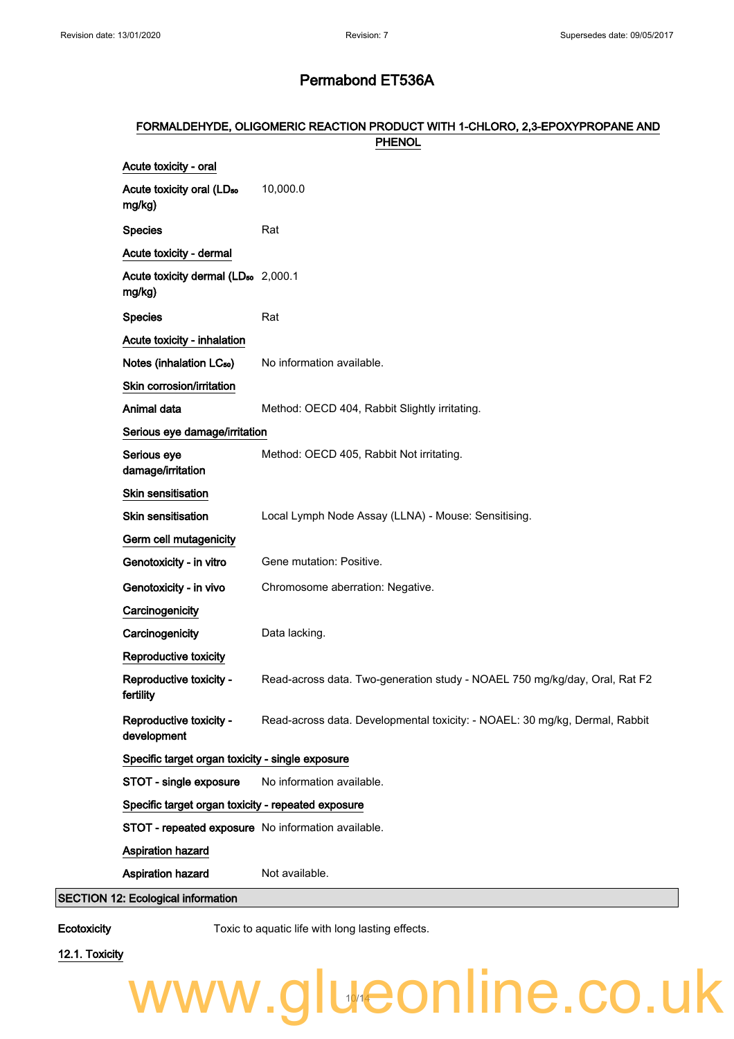# Permabond ET536A

## FORMALDEHYDE, OLIGOMERIC REACTION PRODUCT WITH 1-CHLORO, 2,3-EPOXYPROPANE AND PHENOL

**Acute toxicity - oral**

| | |
|---|---|
| **Acute toxicity oral ($LD_{50}$ mg/kg)** | 10,000.0 |
| **Species** | Rat |

**Acute toxicity - dermal**

| | |
|---|---|
| **Acute toxicity dermal ($LD_{50}$ mg/kg)** | 2,000.1 |
| **Species** | Rat |

**Acute toxicity - inhalation**

| | |
|---|---|
| **Notes (inhalation $LC_{50}$)** | No information available. |

**Skin corrosion/irritation**

| | |
|---|---|
| **Animal data** | Method: OECD 404, Rabbit Slightly irritating. |

**Serious eye damage/irritation**

| | |
|---|---|
| **Serious eye damage/irritation** | Method: OECD 405, Rabbit Not irritating. |

**Skin sensitisation**

| | |
|---|---|
| **Skin sensitisation** | Local Lymph Node Assay (LLNA) - Mouse: Sensitising. |

**Germ cell mutagenicity**

| | |
|---|---|
| **Genotoxicity - in vitro** | Gene mutation: Positive. |
| **Genotoxicity - in vivo** | Chromosome aberration: Negative. |

**Carcinogenicity**

| | |
|---|---|
| **Carcinogenicity** | Data lacking. |

**Reproductive toxicity**

| | |
|---|---|
| **Reproductive toxicity - fertility** | Read-across data. Two-generation study - NOAEL 750 mg/kg/day, Oral, Rat F2 |
| **Reproductive toxicity - development** | Read-across data. Developmental toxicity: - NOAEL: 30 mg/kg, Dermal, Rabbit |

**Specific target organ toxicity - single exposure**

| | |
|---|---|
| **STOT - single exposure** | No information available. |

**Specific target organ toxicity - repeated exposure**

| | |
|---|---|
| **STOT - repeated exposure** | No information available. |

**Aspiration hazard**

| | |
|---|---|
| **Aspiration hazard** | Not available. |

## SECTION 12: Ecological information

**Ecotoxicity** Toxic to aquatic life with long lasting effects.

### 12.1. Toxicity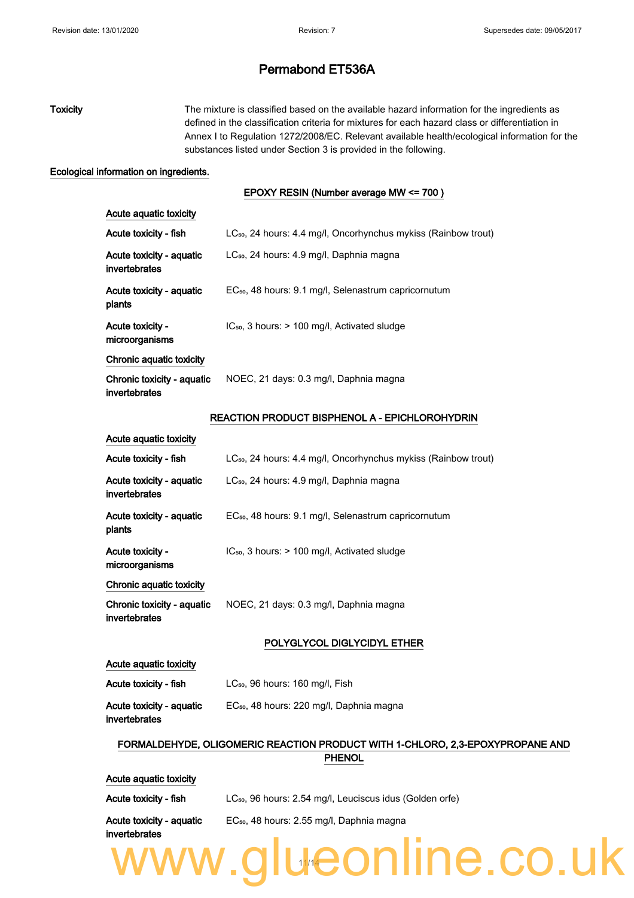# Permabond ET536A

**Toxicity** The mixture is classified based on the available hazard information for the ingredients as defined in the classification criteria for mixtures for each hazard class or differentiation in Annex I to Regulation 1272/2008/EC. Relevant available health/ecological information for the substances listed under Section 3 is provided in the following.

**Ecological information on ingredients.**

### EPOXY RESIN (Number average MW <= 700 )

**Acute aquatic toxicity**

| | |
|---|---|
| **Acute toxicity - fish** | $LC_{50}$, 24 hours: 4.4 mg/l, Oncorhynchus mykiss (Rainbow trout) |
| **Acute toxicity - aquatic invertebrates** | $LC_{50}$, 24 hours: 4.9 mg/l, Daphnia magna |
| **Acute toxicity - aquatic plants** | $EC_{50}$, 48 hours: 9.1 mg/l, Selenastrum capricornutum |
| **Acute toxicity - microorganisms** | $IC_{50}$, 3 hours: > 100 mg/l, Activated sludge |

**Chronic aquatic toxicity**

| | |
|---|---|
| **Chronic toxicity - aquatic invertebrates** | NOEC, 21 days: 0.3 mg/l, Daphnia magna |

### REACTION PRODUCT BISPHENOL A - EPICHLOROHYDRIN

**Acute aquatic toxicity**

| | |
|---|---|
| **Acute toxicity - fish** | $LC_{50}$, 24 hours: 4.4 mg/l, Oncorhynchus mykiss (Rainbow trout) |
| **Acute toxicity - aquatic invertebrates** | $LC_{50}$, 24 hours: 4.9 mg/l, Daphnia magna |
| **Acute toxicity - aquatic plants** | $EC_{50}$, 48 hours: 9.1 mg/l, Selenastrum capricornutum |
| **Acute toxicity - microorganisms** | $IC_{50}$, 3 hours: > 100 mg/l, Activated sludge |

**Chronic aquatic toxicity**

| | |
|---|---|
| **Chronic toxicity - aquatic invertebrates** | NOEC, 21 days: 0.3 mg/l, Daphnia magna |

### POLYGLYCOL DIGLYCIDYL ETHER

**Acute aquatic toxicity**

| | |
|---|---|
| **Acute toxicity - fish** | $LC_{50}$, 96 hours: 160 mg/l, Fish |
| **Acute toxicity - aquatic invertebrates** | $EC_{50}$, 48 hours: 220 mg/l, Daphnia magna |

### FORMALDEHYDE, OLIGOMERIC REACTION PRODUCT WITH 1-CHLORO, 2,3-EPOXYPROPANE AND PHENOL

**Acute aquatic toxicity**

| | |
|---|---|
| **Acute toxicity - fish** | $LC_{50}$, 96 hours: 2.54 mg/l, Leuciscus idus (Golden orfe) |
| **Acute toxicity - aquatic invertebrates** | $EC_{50}$, 48 hours: 2.55 mg/l, Daphnia magna |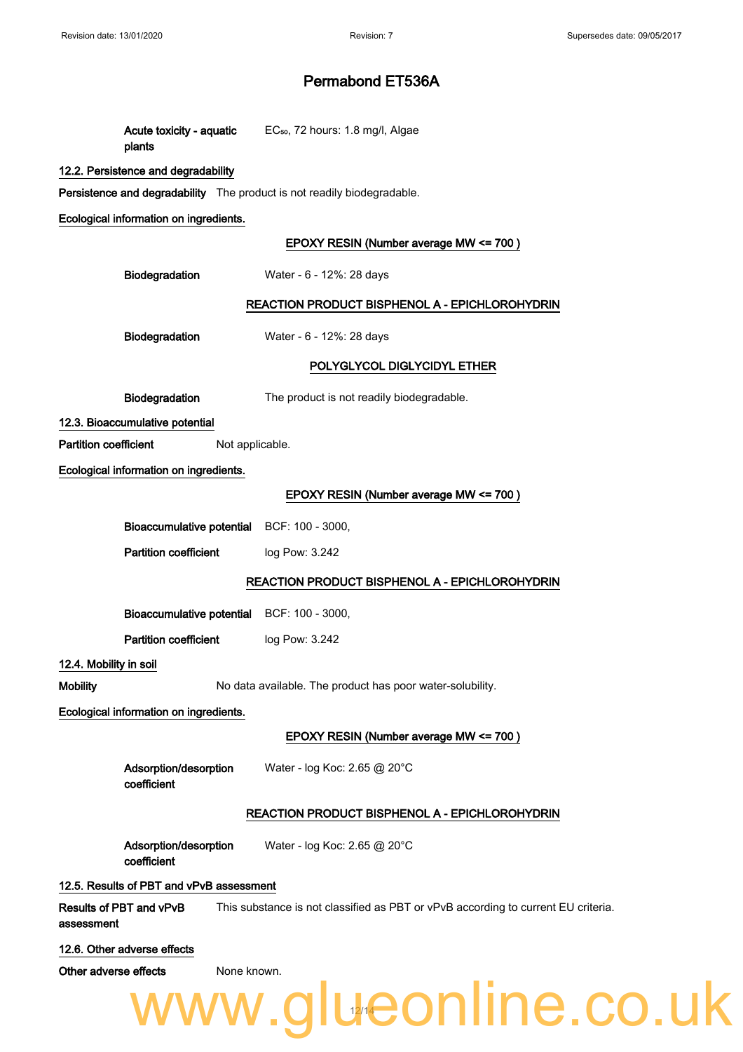# Permabond ET536A

**Acute toxicity - aquatic plants** $EC_{50}$, 72 hours: 1.8 mg/l, Algae

## 12.2. Persistence and degradability

**Persistence and degradability** The product is not readily biodegradable.

**Ecological information on ingredients.**

**EPOXY RESIN (Number average MW <= 700 )**

**Biodegradation** Water - 6 - 12%: 28 days

**REACTION PRODUCT BISPHENOL A - EPICHLOROHYDRIN**

**Biodegradation** Water - 6 - 12%: 28 days

**POLYGLYCOL DIGLYCIDYL ETHER**

**Biodegradation** The product is not readily biodegradable.

## 12.3. Bioaccumulative potential

**Partition coefficient** Not applicable.

**Ecological information on ingredients.**

**EPOXY RESIN (Number average MW <= 700 )**

**Bioaccumulative potential** BCF: 100 - 3000,

**Partition coefficient** log Pow: 3.242

**REACTION PRODUCT BISPHENOL A - EPICHLOROHYDRIN**

**Bioaccumulative potential** BCF: 100 - 3000,

**Partition coefficient** log Pow: 3.242

## 12.4. Mobility in soil

**Mobility** No data available. The product has poor water-solubility.

**Ecological information on ingredients.**

**EPOXY RESIN (Number average MW <= 700 )**

**Adsorption/desorption coefficient** Water - log Koc: 2.65 @ 20°C

**REACTION PRODUCT BISPHENOL A - EPICHLOROHYDRIN**

**Adsorption/desorption coefficient** Water - log Koc: 2.65 @ 20°C

## 12.5. Results of PBT and vPvB assessment

**Results of PBT and vPvB assessment** This substance is not classified as PBT or vPvB according to current EU criteria.

## 12.6. Other adverse effects

**Other adverse effects** None known.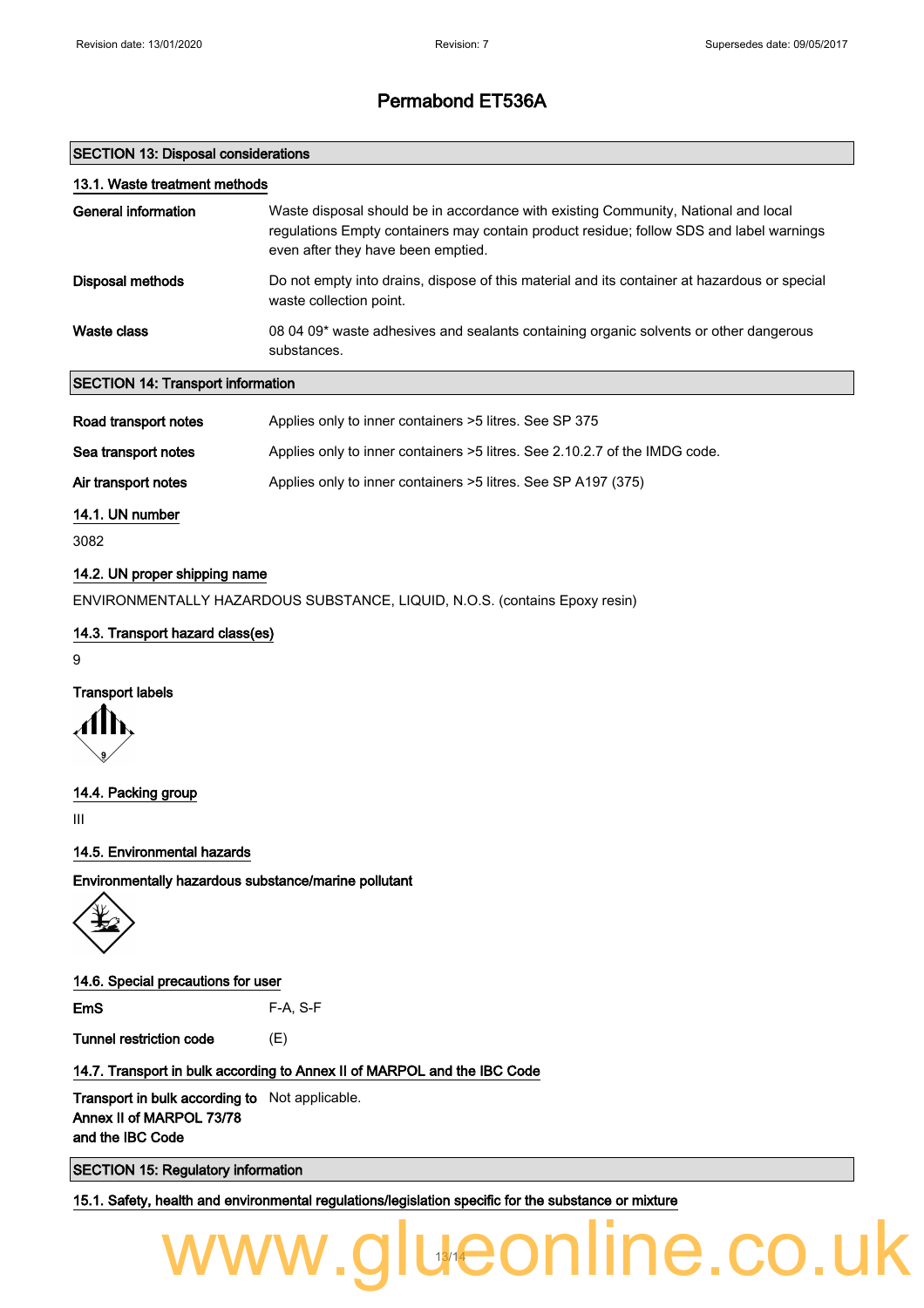# Permabond ET536A

## SECTION 13: Disposal considerations

### 13.1. Waste treatment methods

| | |
|---|---|
| **General information** | Waste disposal should be in accordance with existing Community, National and local regulations Empty containers may contain product residue; follow SDS and label warnings even after they have been emptied. |
| **Disposal methods** | Do not empty into drains, dispose of this material and its container at hazardous or special waste collection point. |
| **Waste class** | 08 04 09* waste adhesives and sealants containing organic solvents or other dangerous substances. |

## SECTION 14: Transport information

| | |
|---|---|
| **Road transport notes** | Applies only to inner containers >5 litres. See SP 375 |
| **Sea transport notes** | Applies only to inner containers >5 litres. See 2.10.2.7 of the IMDG code. |
| **Air transport notes** | Applies only to inner containers >5 litres. See SP A197 (375) |

### 14.1. UN number

3082

### 14.2. UN proper shipping name

ENVIRONMENTALLY HAZARDOUS SUBSTANCE, LIQUID, N.O.S. (contains Epoxy resin)

### 14.3. Transport hazard class(es)

9

**Transport labels**

### 14.4. Packing group

III

### 14.5. Environmental hazards

**Environmentally hazardous substance/marine pollutant**

### 14.6. Special precautions for user

| | |
|---|---|
| **EmS** | F-A, S-F |
| **Tunnel restriction code** | (E) |

### 14.7. Transport in bulk according to Annex II of MARPOL and the IBC Code

| | |
|---|---|
| **Transport in bulk according to Annex II of MARPOL 73/78 and the IBC Code** | Not applicable. |

## SECTION 15: Regulatory information

### 15.1. Safety, health and environmental regulations/legislation specific for the substance or mixture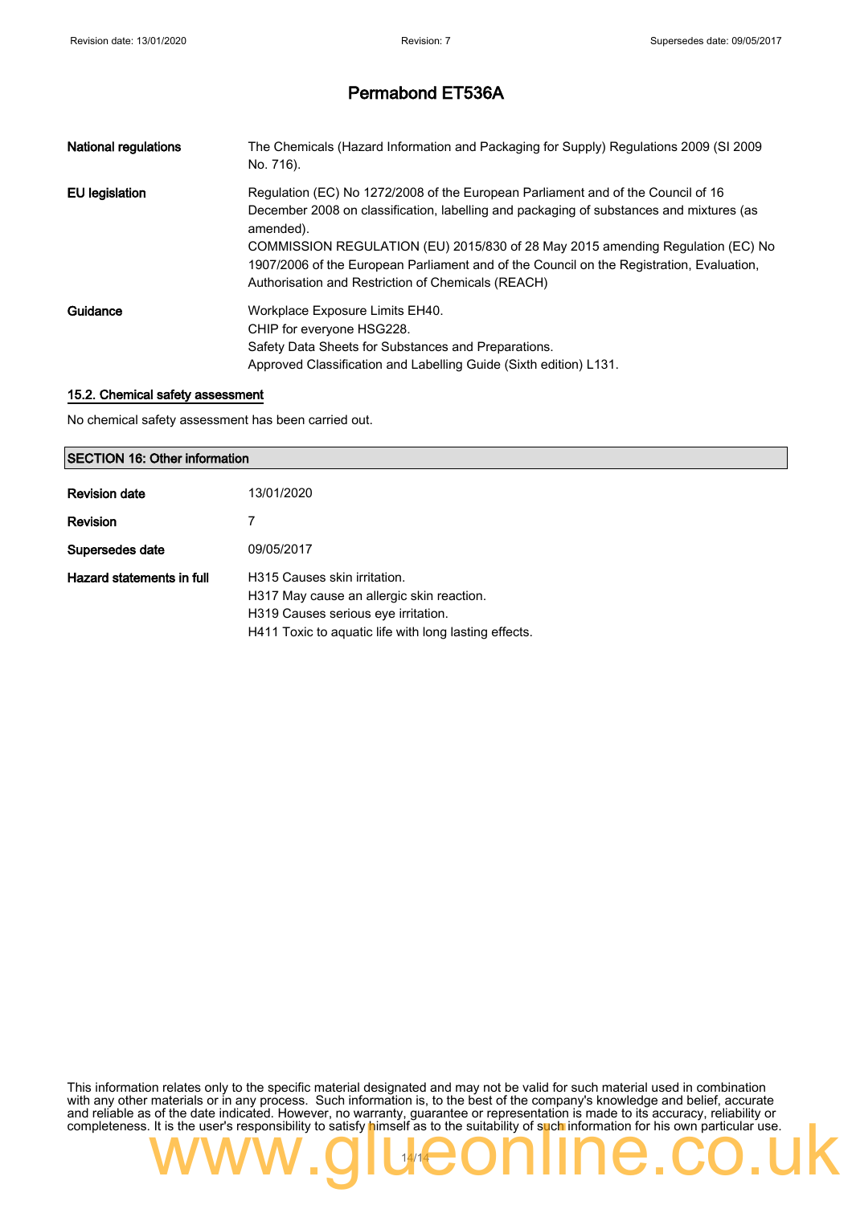| | |
|---|---|
| **National regulations** | The Chemicals (Hazard Information and Packaging for Supply) Regulations 2009 (SI 2009 No. 716). |
| **EU legislation** | Regulation (EC) No 1272/2008 of the European Parliament and of the Council of 16 December 2008 on classification, labelling and packaging of substances and mixtures (as amended).<br>COMMISSION REGULATION (EU) 2015/830 of 28 May 2015 amending Regulation (EC) No 1907/2006 of the European Parliament and of the Council on the Registration, Evaluation, Authorisation and Restriction of Chemicals (REACH) |
| **Guidance** | Workplace Exposure Limits EH40.<br>CHIP for everyone HSG228.<br>Safety Data Sheets for Substances and Preparations.<br>Approved Classification and Labelling Guide (Sixth edition) L131. |

### 15.2. Chemical safety assessment

No chemical safety assessment has been carried out.

## SECTION 16: Other information

| | |
|---|---|
| **Revision date** | 13/01/2020 |
| **Revision** | 7 |
| **Supersedes date** | 09/05/2017 |
| **Hazard statements in full** | H315 Causes skin irritation.<br>H317 May cause an allergic skin reaction.<br>H319 Causes serious eye irritation.<br>H411 Toxic to aquatic life with long lasting effects. |

This information relates only to the specific material designated and may not be valid for such material used in combination with any other materials or in any process. Such information is, to the best of the company's knowledge and belief, accurate and reliable as of the date indicated. However, no warranty, guarantee or representation is made to its accuracy, reliability or completeness. It is the user's responsibility to satisfy himself as to the suitability of such information for his own particular use.

www.glueonline.co.uk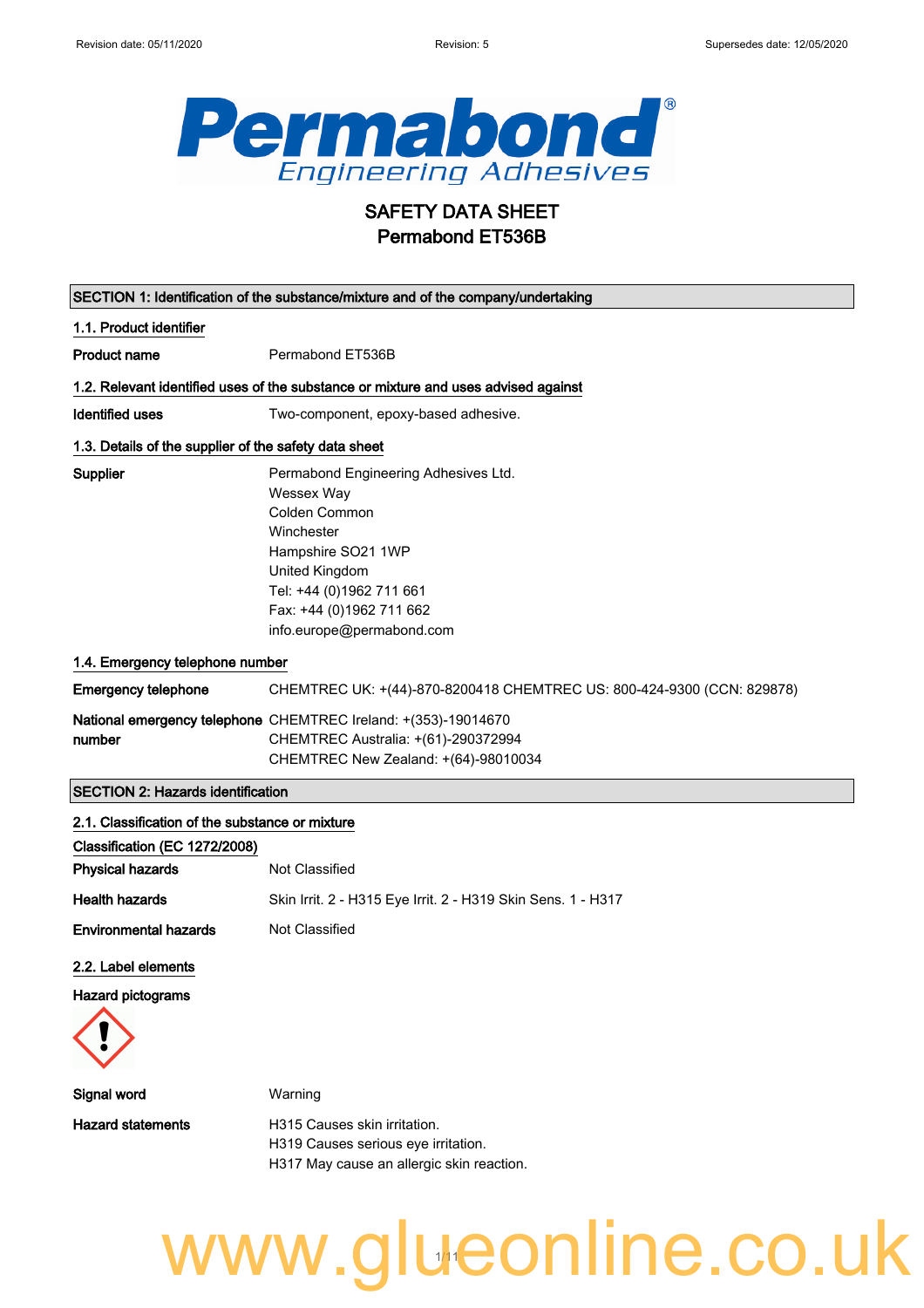# SAFETY DATA SHEET
# Permabond ET536B

## SECTION 1: Identification of the substance/mixture and of the company/undertaking

### 1.1. Product identifier

**Product name** Permabond ET536B

### 1.2. Relevant identified uses of the substance or mixture and uses advised against

**Identified uses** Two-component, epoxy-based adhesive.

### 1.3. Details of the supplier of the safety data sheet

**Supplier**
Permabond Engineering Adhesives Ltd.
Wessex Way
Colden Common
Winchester
Hampshire SO21 1WP
United Kingdom
Tel: +44 (0)1962 711 661
Fax: +44 (0)1962 711 662
info.europe@permabond.com

### 1.4. Emergency telephone number

**Emergency telephone** CHEMTREC UK: +(44)-870-8200418 CHEMTREC US: 800-424-9300 (CCN: 829878)

**National emergency telephone number**
CHEMTREC Ireland: +(353)-19014670
CHEMTREC Australia: +(61)-290372994
CHEMTREC New Zealand: +(64)-98010034

## SECTION 2: Hazards identification

### 2.1. Classification of the substance or mixture

**Classification (EC 1272/2008)**

**Physical hazards** Not Classified

**Health hazards** Skin Irrit. 2 - H315 Eye Irrit. 2 - H319 Skin Sens. 1 - H317

**Environmental hazards** Not Classified

### 2.2. Label elements

**Hazard pictograms**

**Signal word** Warning

**Hazard statements**
H315 Causes skin irritation.
H319 Causes serious eye irritation.
H317 May cause an allergic skin reaction.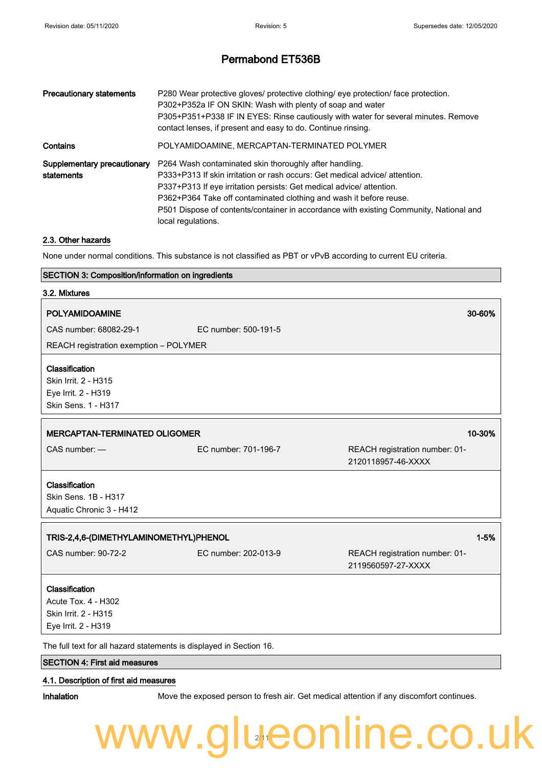# Permabond ET536B

| | |
|---|---|
| **Precautionary statements** | P280 Wear protective gloves/ protective clothing/ eye protection/ face protection.<br>P302+P352a IF ON SKIN: Wash with plenty of soap and water<br>P305+P351+P338 IF IN EYES: Rinse cautiously with water for several minutes. Remove contact lenses, if present and easy to do. Continue rinsing. |
| **Contains** | POLYAMIDOAMINE, MERCAPTAN-TERMINATED POLYMER |
| **Supplementary precautionary statements** | P264 Wash contaminated skin thoroughly after handling.<br>P333+P313 If skin irritation or rash occurs: Get medical advice/ attention.<br>P337+P313 If eye irritation persists: Get medical advice/ attention.<br>P362+P364 Take off contaminated clothing and wash it before reuse.<br>P501 Dispose of contents/container in accordance with existing Community, National and local regulations. |

### 2.3. Other hazards

None under normal conditions. This substance is not classified as PBT or vPvB according to current EU criteria.

## SECTION 3: Composition/information on ingredients

### 3.2. Mixtures

**POLYAMIDOAMINE** — 30-60%

CAS number: 68082-29-1 EC number: 500-191-5

REACH registration exemption – POLYMER

**Classification**
Skin Irrit. 2 - H315
Eye Irrit. 2 - H319
Skin Sens. 1 - H317

**MERCAPTAN-TERMINATED OLIGOMER** — 10-30%

CAS number: — EC number: 701-196-7 REACH registration number: 01-2120118957-46-XXXX

**Classification**
Skin Sens. 1B - H317
Aquatic Chronic 3 - H412

**TRIS-2,4,6-(DIMETHYLAMINOMETHYL)PHENOL** — 1-5%

CAS number: 90-72-2 EC number: 202-013-9 REACH registration number: 01-2119560597-27-XXXX

**Classification**
Acute Tox. 4 - H302
Skin Irrit. 2 - H315
Eye Irrit. 2 - H319

The full text for all hazard statements is displayed in Section 16.

## SECTION 4: First aid measures

### 4.1. Description of first aid measures

**Inhalation** Move the exposed person to fresh air. Get medical attention if any discomfort continues.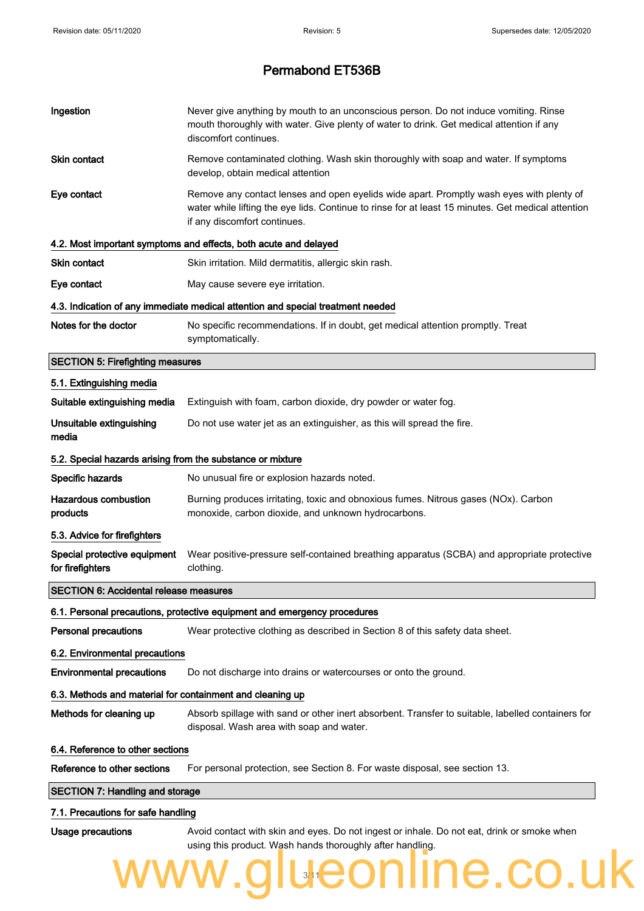# Permabond ET536B

| | |
|---|---|
| **Ingestion** | Never give anything by mouth to an unconscious person. Do not induce vomiting. Rinse mouth thoroughly with water. Give plenty of water to drink. Get medical attention if any discomfort continues. |
| **Skin contact** | Remove contaminated clothing. Wash skin thoroughly with soap and water. If symptoms develop, obtain medical attention |
| **Eye contact** | Remove any contact lenses and open eyelids wide apart. Promptly wash eyes with plenty of water while lifting the eye lids. Continue to rinse for at least 15 minutes. Get medical attention if any discomfort continues. |

### 4.2. Most important symptoms and effects, both acute and delayed

| | |
|---|---|
| **Skin contact** | Skin irritation. Mild dermatitis, allergic skin rash. |
| **Eye contact** | May cause severe eye irritation. |

### 4.3. Indication of any immediate medical attention and special treatment needed

| | |
|---|---|
| **Notes for the doctor** | No specific recommendations. If in doubt, get medical attention promptly. Treat symptomatically. |

## SECTION 5: Firefighting measures

### 5.1. Extinguishing media

| | |
|---|---|
| **Suitable extinguishing media** | Extinguish with foam, carbon dioxide, dry powder or water fog. |
| **Unsuitable extinguishing media** | Do not use water jet as an extinguisher, as this will spread the fire. |

### 5.2. Special hazards arising from the substance or mixture

| | |
|---|---|
| **Specific hazards** | No unusual fire or explosion hazards noted. |
| **Hazardous combustion products** | Burning produces irritating, toxic and obnoxious fumes. Nitrous gases (NOx). Carbon monoxide, carbon dioxide, and unknown hydrocarbons. |

### 5.3. Advice for firefighters

| | |
|---|---|
| **Special protective equipment for firefighters** | Wear positive-pressure self-contained breathing apparatus (SCBA) and appropriate protective clothing. |

## SECTION 6: Accidental release measures

### 6.1. Personal precautions, protective equipment and emergency procedures

| | |
|---|---|
| **Personal precautions** | Wear protective clothing as described in Section 8 of this safety data sheet. |

### 6.2. Environmental precautions

| | |
|---|---|
| **Environmental precautions** | Do not discharge into drains or watercourses or onto the ground. |

### 6.3. Methods and material for containment and cleaning up

| | |
|---|---|
| **Methods for cleaning up** | Absorb spillage with sand or other inert absorbent. Transfer to suitable, labelled containers for disposal. Wash area with soap and water. |

### 6.4. Reference to other sections

| | |
|---|---|
| **Reference to other sections** | For personal protection, see Section 8. For waste disposal, see section 13. |

## SECTION 7: Handling and storage

### 7.1. Precautions for safe handling

| | |
|---|---|
| **Usage precautions** | Avoid contact with skin and eyes. Do not ingest or inhale. Do not eat, drink or smoke when using this product. Wash hands thoroughly after handling. |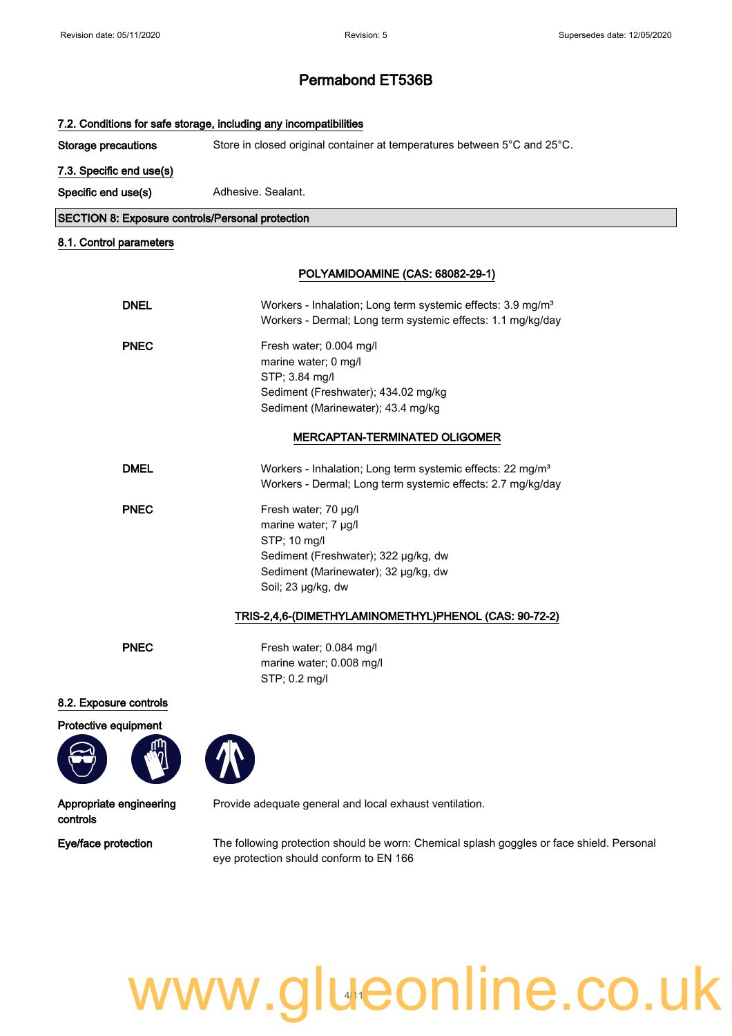#### 7.2. Conditions for safe storage, including any incompatibilities

**Storage precautions** Store in closed original container at temperatures between 5°C and 25°C.

#### 7.3. Specific end use(s)

**Specific end use(s)** Adhesive. Sealant.

## SECTION 8: Exposure controls/Personal protection

#### 8.1. Control parameters

**POLYAMIDOAMINE (CAS: 68082-29-1)**

**DNEL**
Workers - Inhalation; Long term systemic effects: 3.9 mg/m³
Workers - Dermal; Long term systemic effects: 1.1 mg/kg/day

**PNEC**
Fresh water; 0.004 mg/l
marine water; 0 mg/l
STP; 3.84 mg/l
Sediment (Freshwater); 434.02 mg/kg
Sediment (Marinewater); 43.4 mg/kg

**MERCAPTAN-TERMINATED OLIGOMER**

**DMEL**
Workers - Inhalation; Long term systemic effects: 22 mg/m³
Workers - Dermal; Long term systemic effects: 2.7 mg/kg/day

**PNEC**
Fresh water; 70 µg/l
marine water; 7 µg/l
STP; 10 mg/l
Sediment (Freshwater); 322 µg/kg, dw
Sediment (Marinewater); 32 µg/kg, dw
Soil; 23 µg/kg, dw

**TRIS-2,4,6-(DIMETHYLAMINOMETHYL)PHENOL (CAS: 90-72-2)**

**PNEC**
Fresh water; 0.084 mg/l
marine water; 0.008 mg/l
STP; 0.2 mg/l

#### 8.2. Exposure controls

**Protective equipment**

**Appropriate engineering controls** Provide adequate general and local exhaust ventilation.

**Eye/face protection** The following protection should be worn: Chemical splash goggles or face shield. Personal eye protection should conform to EN 166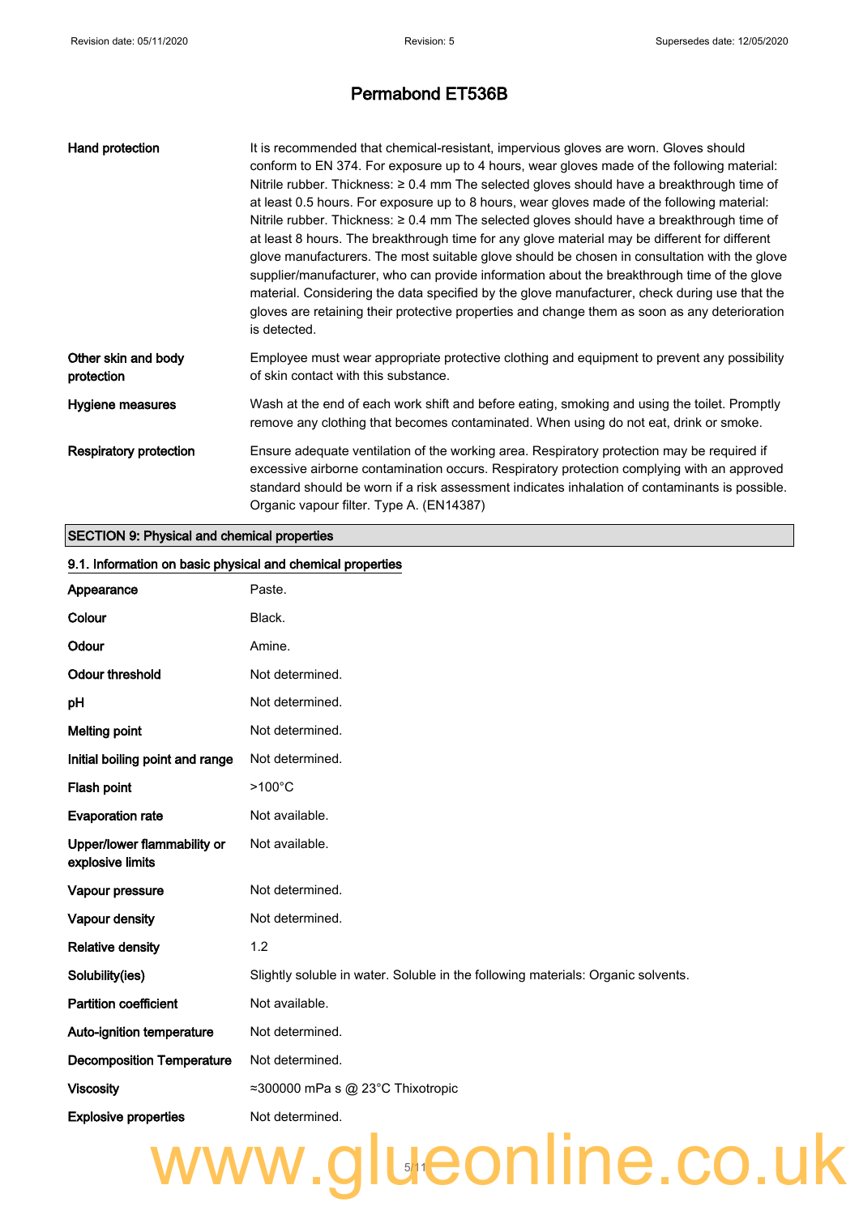# Permabond ET536B

| | |
|---|---|
| **Hand protection** | It is recommended that chemical-resistant, impervious gloves are worn. Gloves should conform to EN 374. For exposure up to 4 hours, wear gloves made of the following material: Nitrile rubber. Thickness: ≥ 0.4 mm The selected gloves should have a breakthrough time of at least 0.5 hours. For exposure up to 8 hours, wear gloves made of the following material: Nitrile rubber. Thickness: ≥ 0.4 mm The selected gloves should have a breakthrough time of at least 8 hours. The breakthrough time for any glove material may be different for different glove manufacturers. The most suitable glove should be chosen in consultation with the glove supplier/manufacturer, who can provide information about the breakthrough time of the glove material. Considering the data specified by the glove manufacturer, check during use that the gloves are retaining their protective properties and change them as soon as any deterioration is detected. |
| **Other skin and body protection** | Employee must wear appropriate protective clothing and equipment to prevent any possibility of skin contact with this substance. |
| **Hygiene measures** | Wash at the end of each work shift and before eating, smoking and using the toilet. Promptly remove any clothing that becomes contaminated. When using do not eat, drink or smoke. |
| **Respiratory protection** | Ensure adequate ventilation of the working area. Respiratory protection may be required if excessive airborne contamination occurs. Respiratory protection complying with an approved standard should be worn if a risk assessment indicates inhalation of contaminants is possible. Organic vapour filter. Type A. (EN14387) |

## SECTION 9: Physical and chemical properties

### 9.1. Information on basic physical and chemical properties

| | |
|---|---|
| **Appearance** | Paste. |
| **Colour** | Black. |
| **Odour** | Amine. |
| **Odour threshold** | Not determined. |
| **pH** | Not determined. |
| **Melting point** | Not determined. |
| **Initial boiling point and range** | Not determined. |
| **Flash point** | >100°C |
| **Evaporation rate** | Not available. |
| **Upper/lower flammability or explosive limits** | Not available. |
| **Vapour pressure** | Not determined. |
| **Vapour density** | Not determined. |
| **Relative density** | 1.2 |
| **Solubility(ies)** | Slightly soluble in water. Soluble in the following materials: Organic solvents. |
| **Partition coefficient** | Not available. |
| **Auto-ignition temperature** | Not determined. |
| **Decomposition Temperature** | Not determined. |
| **Viscosity** | ≈300000 mPa s @ 23°C Thixotropic |
| **Explosive properties** | Not determined. |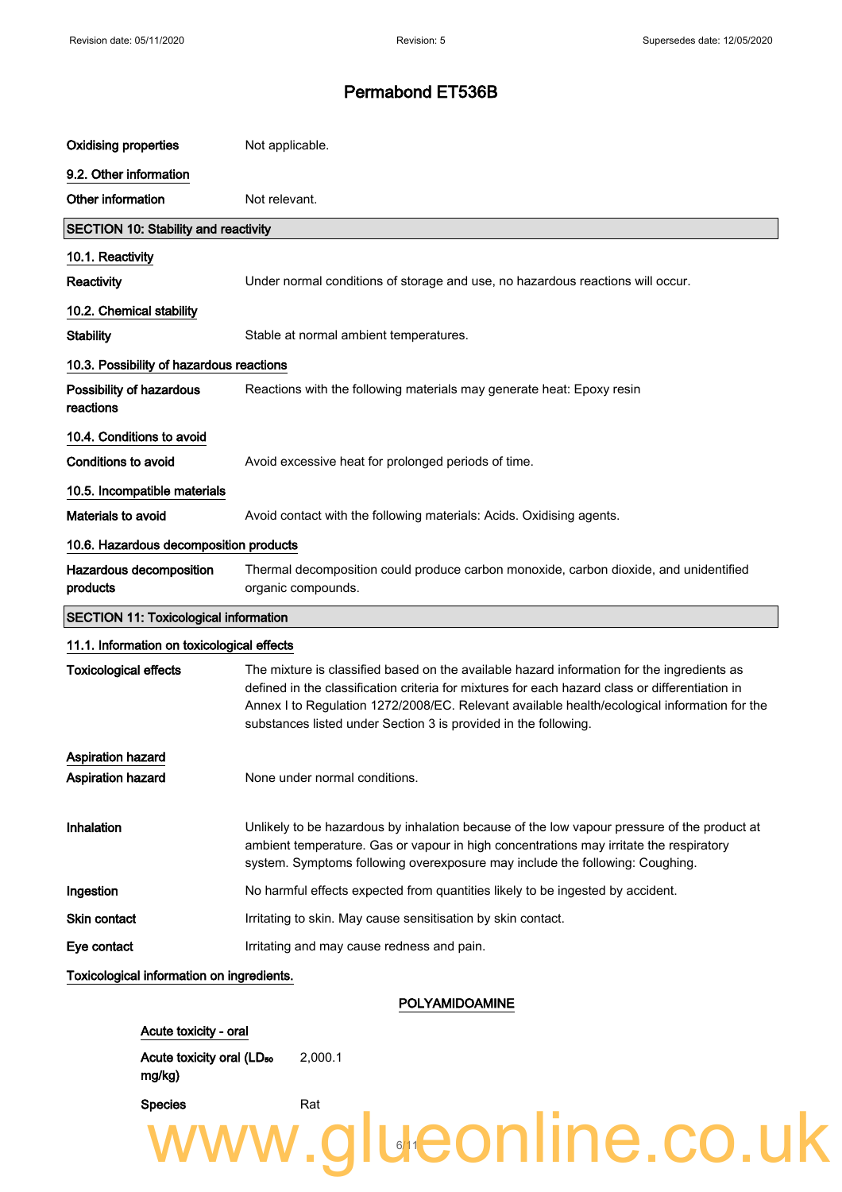# Permabond ET536B

| | |
|---|---|
| **Oxidising properties** | Not applicable. |

## 9.2. Other information

| | |
|---|---|
| **Other information** | Not relevant. |

## SECTION 10: Stability and reactivity

### 10.1. Reactivity

| | |
|---|---|
| **Reactivity** | Under normal conditions of storage and use, no hazardous reactions will occur. |

### 10.2. Chemical stability

| | |
|---|---|
| **Stability** | Stable at normal ambient temperatures. |

### 10.3. Possibility of hazardous reactions

| | |
|---|---|
| **Possibility of hazardous reactions** | Reactions with the following materials may generate heat: Epoxy resin |

### 10.4. Conditions to avoid

| | |
|---|---|
| **Conditions to avoid** | Avoid excessive heat for prolonged periods of time. |

### 10.5. Incompatible materials

| | |
|---|---|
| **Materials to avoid** | Avoid contact with the following materials: Acids. Oxidising agents. |

### 10.6. Hazardous decomposition products

| | |
|---|---|
| **Hazardous decomposition products** | Thermal decomposition could produce carbon monoxide, carbon dioxide, and unidentified organic compounds. |

## SECTION 11: Toxicological information

### 11.1. Information on toxicological effects

| | |
|---|---|
| **Toxicological effects** | The mixture is classified based on the available hazard information for the ingredients as defined in the classification criteria for mixtures for each hazard class or differentiation in Annex I to Regulation 1272/2008/EC. Relevant available health/ecological information for the substances listed under Section 3 is provided in the following. |

**Aspiration hazard**

| | |
|---|---|
| **Aspiration hazard** | None under normal conditions. |
| **Inhalation** | Unlikely to be hazardous by inhalation because of the low vapour pressure of the product at ambient temperature. Gas or vapour in high concentrations may irritate the respiratory system. Symptoms following overexposure may include the following: Coughing. |
| **Ingestion** | No harmful effects expected from quantities likely to be ingested by accident. |
| **Skin contact** | Irritating to skin. May cause sensitisation by skin contact. |
| **Eye contact** | Irritating and may cause redness and pain. |

**Toxicological information on ingredients.**

**POLYAMIDOAMINE**

**Acute toxicity - oral**

| | |
|---|---|
| **Acute toxicity oral ($LD_{50}$ mg/kg)** | 2,000.1 |
| **Species** | Rat |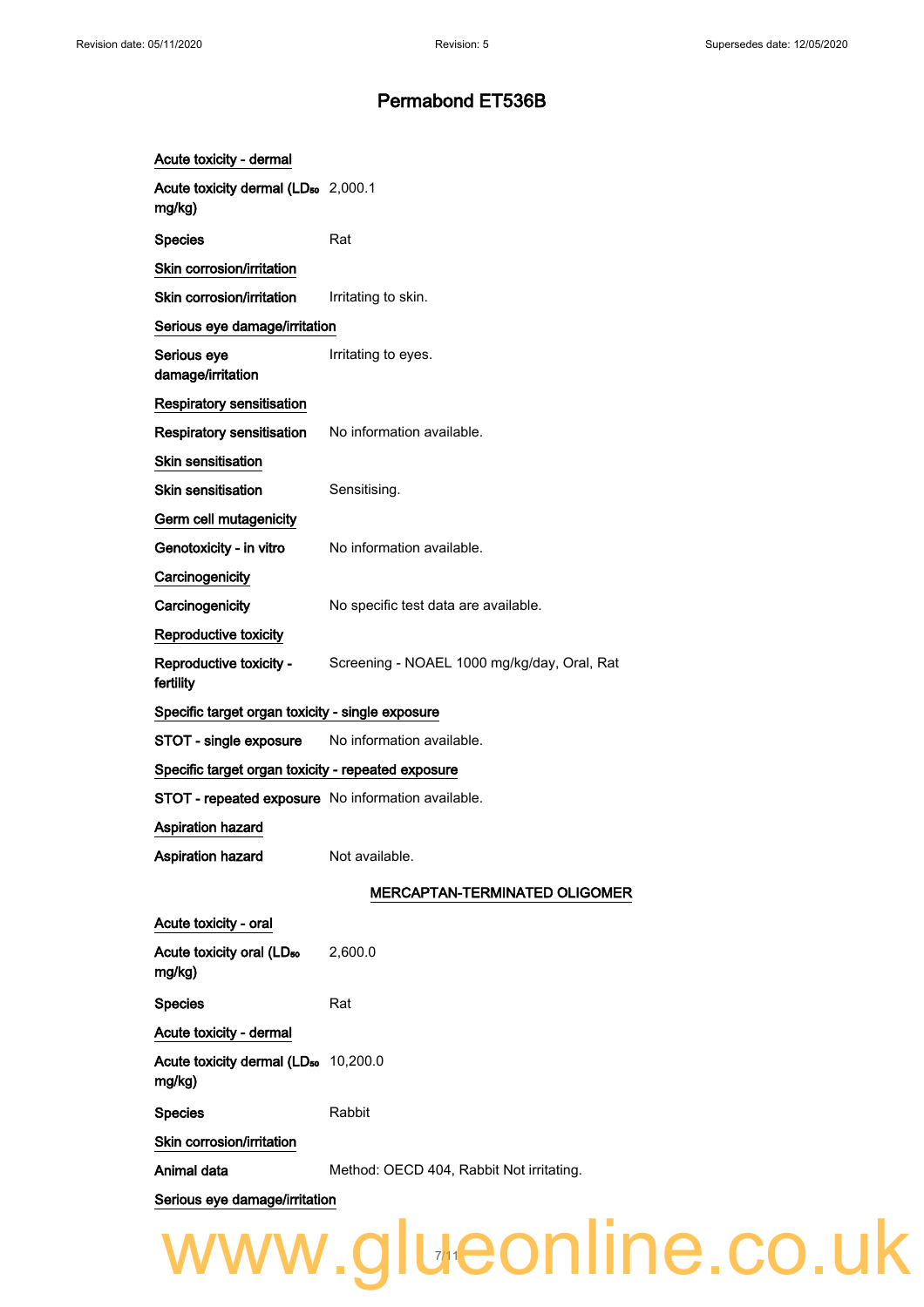# Permabond ET536B

**Acute toxicity - dermal**

**Acute toxicity dermal ($LD_{50}$ mg/kg)** 2,000.1

**Species** Rat

**Skin corrosion/irritation**

**Skin corrosion/irritation** Irritating to skin.

**Serious eye damage/irritation**

**Serious eye damage/irritation** Irritating to eyes.

**Respiratory sensitisation**

**Respiratory sensitisation** No information available.

**Skin sensitisation**

**Skin sensitisation** Sensitising.

**Germ cell mutagenicity**

**Genotoxicity - in vitro** No information available.

**Carcinogenicity**

**Carcinogenicity** No specific test data are available.

**Reproductive toxicity**

**Reproductive toxicity - fertility** Screening - NOAEL 1000 mg/kg/day, Oral, Rat

**Specific target organ toxicity - single exposure**

**STOT - single exposure** No information available.

**Specific target organ toxicity - repeated exposure**

**STOT - repeated exposure** No information available.

**Aspiration hazard**

**Aspiration hazard** Not available.

## MERCAPTAN-TERMINATED OLIGOMER

**Acute toxicity - oral**

**Acute toxicity oral ($LD_{50}$ mg/kg)** 2,600.0

**Species** Rat

**Acute toxicity - dermal**

**Acute toxicity dermal ($LD_{50}$ mg/kg)** 10,200.0

**Species** Rabbit

**Skin corrosion/irritation**

**Animal data** Method: OECD 404, Rabbit Not irritating.

**Serious eye damage/irritation**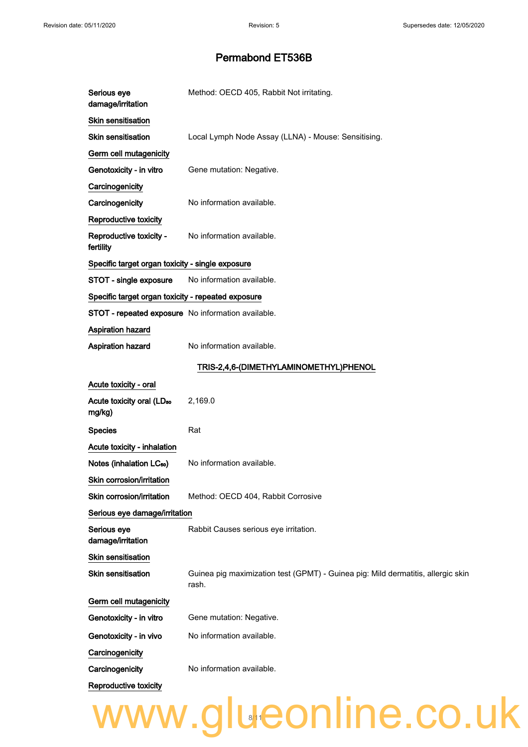# Permabond ET536B

**Serious eye damage/irritation** Method: OECD 405, Rabbit Not irritating.

**Skin sensitisation**

**Skin sensitisation** Local Lymph Node Assay (LLNA) - Mouse: Sensitising.

**Germ cell mutagenicity**

**Genotoxicity - in vitro** Gene mutation: Negative.

**Carcinogenicity**

**Carcinogenicity** No information available.

**Reproductive toxicity**

**Reproductive toxicity - fertility** No information available.

**Specific target organ toxicity - single exposure**

**STOT - single exposure** No information available.

**Specific target organ toxicity - repeated exposure**

**STOT - repeated exposure** No information available.

**Aspiration hazard**

**Aspiration hazard** No information available.

## TRIS-2,4,6-(DIMETHYLAMINOMETHYL)PHENOL

**Acute toxicity - oral**

**Acute toxicity oral ($LD_{50}$ mg/kg)** 2,169.0

**Species** Rat

**Acute toxicity - inhalation**

**Notes (inhalation $LC_{50}$)** No information available.

**Skin corrosion/irritation**

**Skin corrosion/irritation** Method: OECD 404, Rabbit Corrosive

**Serious eye damage/irritation**

**Serious eye damage/irritation** Rabbit Causes serious eye irritation.

**Skin sensitisation**

**Skin sensitisation** Guinea pig maximization test (GPMT) - Guinea pig: Mild dermatitis, allergic skin rash.

**Germ cell mutagenicity**

**Genotoxicity - in vitro** Gene mutation: Negative.

**Genotoxicity - in vivo** No information available.

**Carcinogenicity**

**Carcinogenicity** No information available.

**Reproductive toxicity**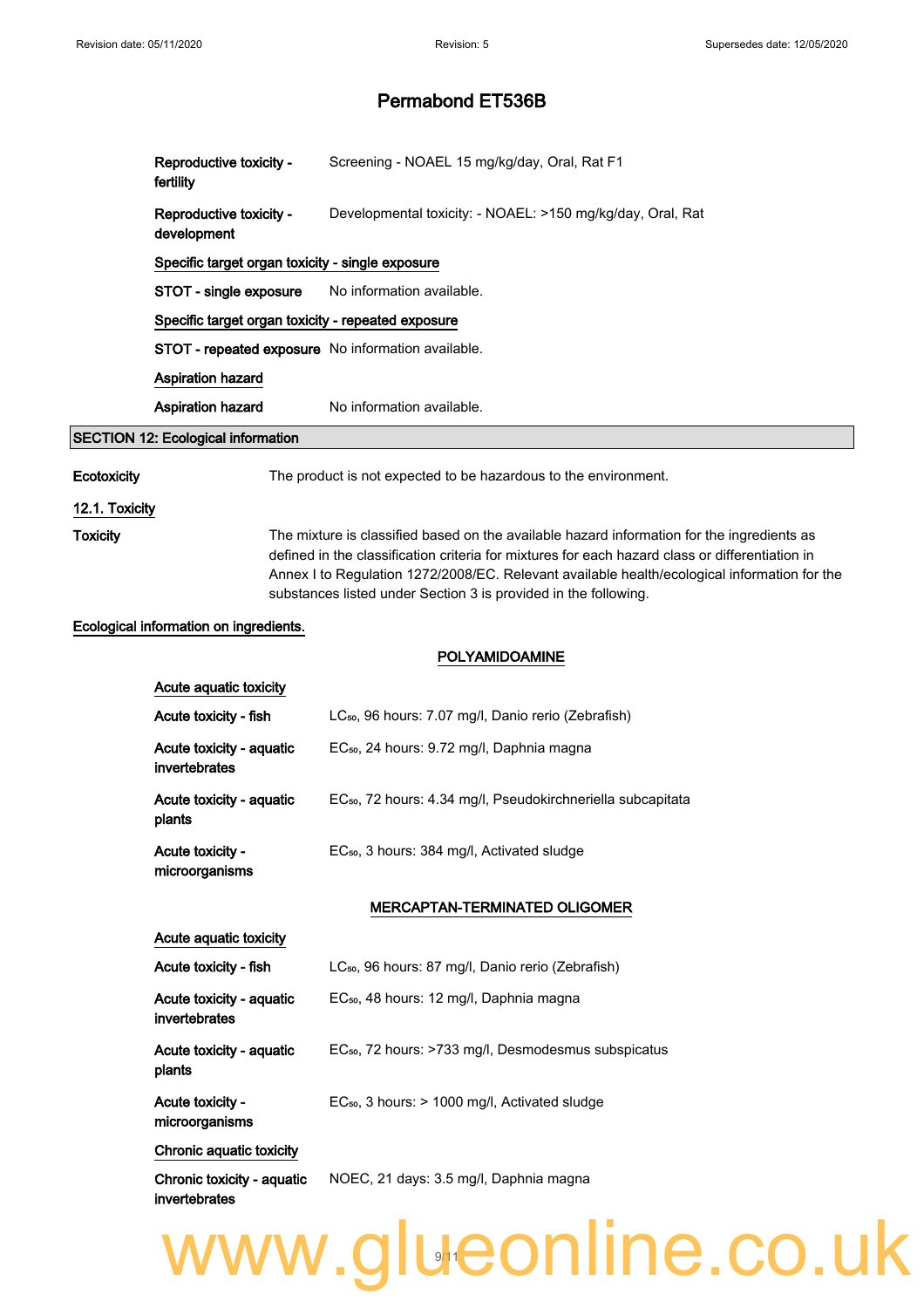| | |
|---|---|
| **Reproductive toxicity - fertility** | Screening - NOAEL 15 mg/kg/day, Oral, Rat F1 |
| **Reproductive toxicity - development** | Developmental toxicity: - NOAEL: >150 mg/kg/day, Oral, Rat |

**Specific target organ toxicity - single exposure**

| | |
|---|---|
| **STOT - single exposure** | No information available. |

**Specific target organ toxicity - repeated exposure**

| | |
|---|---|
| **STOT - repeated exposure** | No information available. |

**Aspiration hazard**

| | |
|---|---|
| **Aspiration hazard** | No information available. |

## SECTION 12: Ecological information

| | |
|---|---|
| **Ecotoxicity** | The product is not expected to be hazardous to the environment. |

### 12.1. Toxicity

| | |
|---|---|
| **Toxicity** | The mixture is classified based on the available hazard information for the ingredients as defined in the classification criteria for mixtures for each hazard class or differentiation in Annex I to Regulation 1272/2008/EC. Relevant available health/ecological information for the substances listed under Section 3 is provided in the following. |

**Ecological information on ingredients.**

**POLYAMIDOAMINE**

**Acute aquatic toxicity**

| | |
|---|---|
| **Acute toxicity - fish** | $LC_{50}$, 96 hours: 7.07 mg/l, Danio rerio (Zebrafish) |
| **Acute toxicity - aquatic invertebrates** | $EC_{50}$, 24 hours: 9.72 mg/l, Daphnia magna |
| **Acute toxicity - aquatic plants** | $EC_{50}$, 72 hours: 4.34 mg/l, Pseudokirchneriella subcapitata |
| **Acute toxicity - microorganisms** | $EC_{50}$, 3 hours: 384 mg/l, Activated sludge |

**MERCAPTAN-TERMINATED OLIGOMER**

**Acute aquatic toxicity**

| | |
|---|---|
| **Acute toxicity - fish** | $LC_{50}$, 96 hours: 87 mg/l, Danio rerio (Zebrafish) |
| **Acute toxicity - aquatic invertebrates** | $EC_{50}$, 48 hours: 12 mg/l, Daphnia magna |
| **Acute toxicity - aquatic plants** | $EC_{50}$, 72 hours: >733 mg/l, Desmodesmus subspicatus |
| **Acute toxicity - microorganisms** | $EC_{50}$, 3 hours: > 1000 mg/l, Activated sludge |

**Chronic aquatic toxicity**

| | |
|---|---|
| **Chronic toxicity - aquatic invertebrates** | NOEC, 21 days: 3.5 mg/l, Daphnia magna |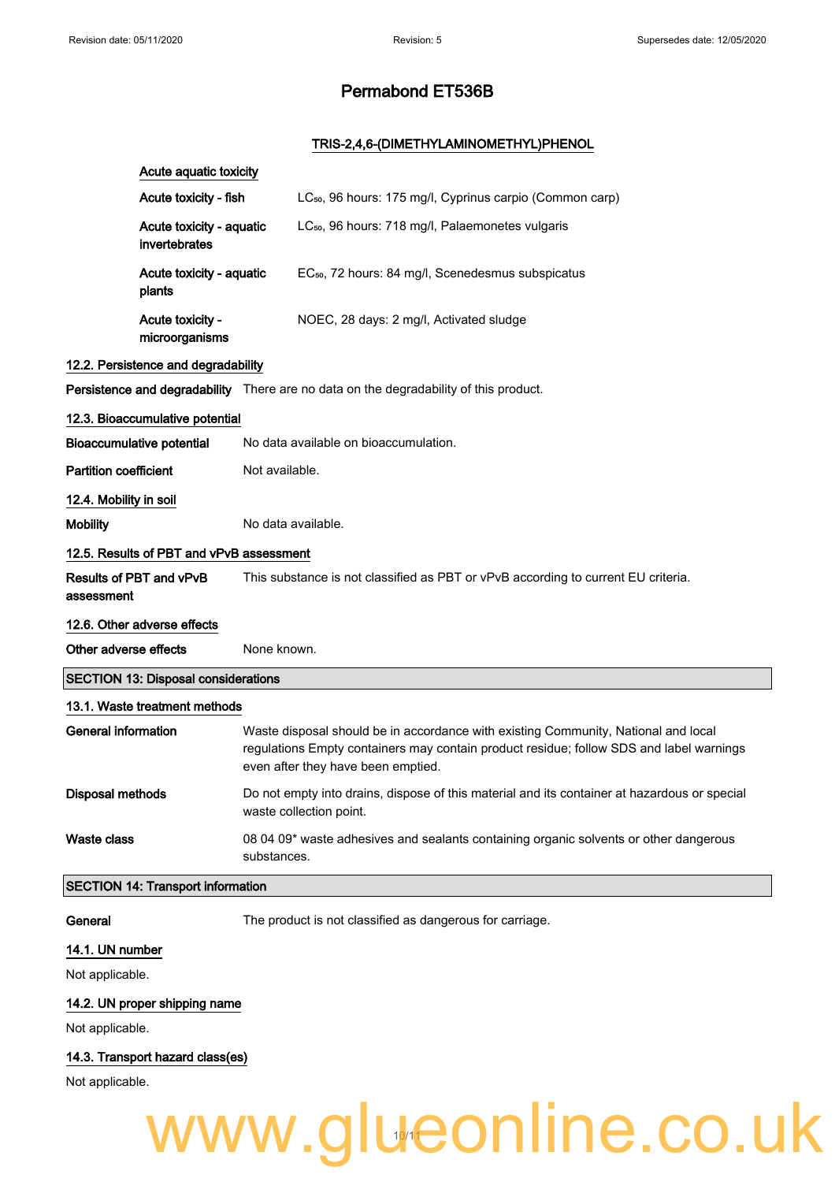## TRIS-2,4,6-(DIMETHYLAMINOMETHYL)PHENOL

**Acute aquatic toxicity**

| | |
|---|---|
| **Acute toxicity - fish** | $LC_{50}$, 96 hours: 175 mg/l, Cyprinus carpio (Common carp) |
| **Acute toxicity - aquatic invertebrates** | $LC_{50}$, 96 hours: 718 mg/l, Palaemonetes vulgaris |
| **Acute toxicity - aquatic plants** | $EC_{50}$, 72 hours: 84 mg/l, Scenedesmus subspicatus |
| **Acute toxicity - microorganisms** | NOEC, 28 days: 2 mg/l, Activated sludge |

### 12.2. Persistence and degradability

**Persistence and degradability** There are no data on the degradability of this product.

### 12.3. Bioaccumulative potential

**Bioaccumulative potential** No data available on bioaccumulation.

**Partition coefficient** Not available.

### 12.4. Mobility in soil

**Mobility** No data available.

### 12.5. Results of PBT and vPvB assessment

**Results of PBT and vPvB assessment** This substance is not classified as PBT or vPvB according to current EU criteria.

### 12.6. Other adverse effects

**Other adverse effects** None known.

## SECTION 13: Disposal considerations

### 13.1. Waste treatment methods

**General information** Waste disposal should be in accordance with existing Community, National and local regulations Empty containers may contain product residue; follow SDS and label warnings even after they have been emptied.

**Disposal methods** Do not empty into drains, dispose of this material and its container at hazardous or special waste collection point.

**Waste class** 08 04 09* waste adhesives and sealants containing organic solvents or other dangerous substances.

## SECTION 14: Transport information

**General** The product is not classified as dangerous for carriage.

### 14.1. UN number

Not applicable.

### 14.2. UN proper shipping name

Not applicable.

### 14.3. Transport hazard class(es)

Not applicable.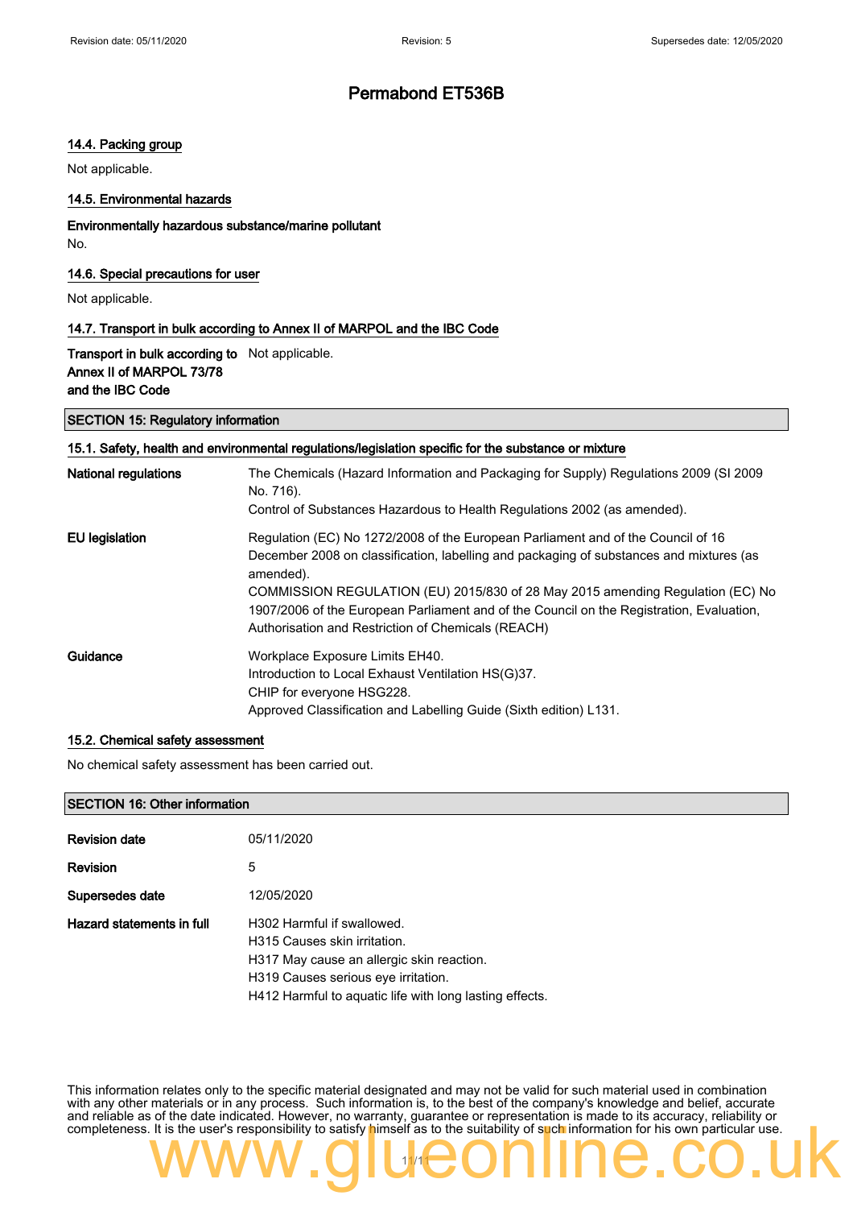## 14.4. Packing group

Not applicable.

## 14.5. Environmental hazards

**Environmentally hazardous substance/marine pollutant**

No.

## 14.6. Special precautions for user

Not applicable.

## 14.7. Transport in bulk according to Annex II of MARPOL and the IBC Code

| | |
|---|---|
| **Transport in bulk according to Annex II of MARPOL 73/78 and the IBC Code** | Not applicable. |

## SECTION 15: Regulatory information

### 15.1. Safety, health and environmental regulations/legislation specific for the substance or mixture

| | |
|---|---|
| **National regulations** | The Chemicals (Hazard Information and Packaging for Supply) Regulations 2009 (SI 2009 No. 716).<br>Control of Substances Hazardous to Health Regulations 2002 (as amended). |
| **EU legislation** | Regulation (EC) No 1272/2008 of the European Parliament and of the Council of 16 December 2008 on classification, labelling and packaging of substances and mixtures (as amended).<br>COMMISSION REGULATION (EU) 2015/830 of 28 May 2015 amending Regulation (EC) No 1907/2006 of the European Parliament and of the Council on the Registration, Evaluation, Authorisation and Restriction of Chemicals (REACH) |
| **Guidance** | Workplace Exposure Limits EH40.<br>Introduction to Local Exhaust Ventilation HS(G)37.<br>CHIP for everyone HSG228.<br>Approved Classification and Labelling Guide (Sixth edition) L131. |

### 15.2. Chemical safety assessment

No chemical safety assessment has been carried out.

## SECTION 16: Other information

| | |
|---|---|
| **Revision date** | 05/11/2020 |
| **Revision** | 5 |
| **Supersedes date** | 12/05/2020 |
| **Hazard statements in full** | H302 Harmful if swallowed.<br>H315 Causes skin irritation.<br>H317 May cause an allergic skin reaction.<br>H319 Causes serious eye irritation.<br>H412 Harmful to aquatic life with long lasting effects. |

This information relates only to the specific material designated and may not be valid for such material used in combination with any other materials or in any process. Such information is, to the best of the company's knowledge and belief, accurate and reliable as of the date indicated. However, no warranty, guarantee or representation is made to its accuracy, reliability or completeness. It is the user's responsibility to satisfy himself as to the suitability of such information for his own particular use.